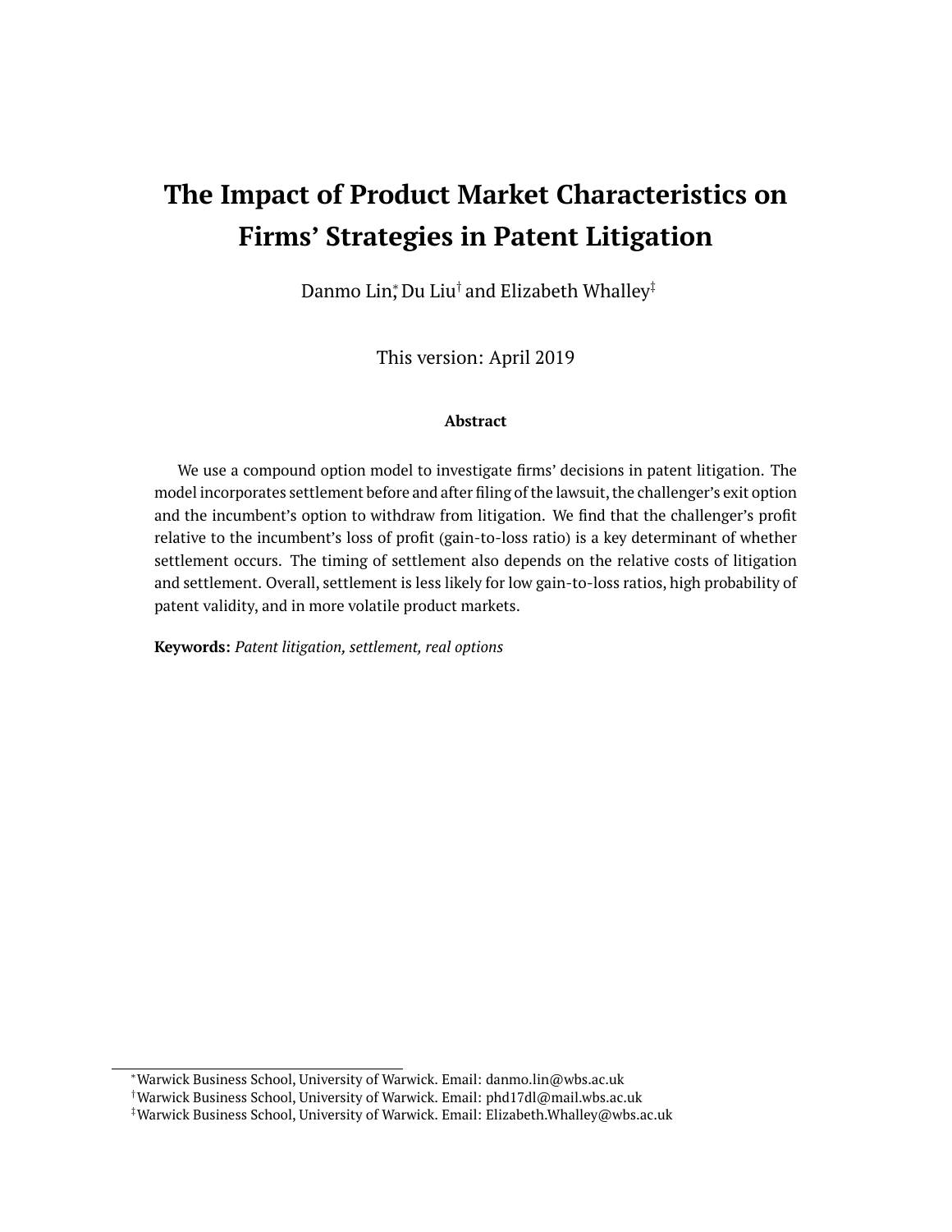# The Impact of Product Market Characteristics on Firms' Strategies in Patent Litigation

Danmo Lin[*], Du Liu[†] and Elizabeth Whalley[‡]

This version: April 2019

### Abstract

We use a compound option model to investigate firms' decisions in patent litigation. The model incorporates settlement before and after filing of the lawsuit, the challenger's exit option and the incumbent's option to withdraw from litigation. We find that the challenger's profit relative to the incumbent's loss of profit (gain-to-loss ratio) is a key determinant of whether settlement occurs. The timing of settlement also depends on the relative costs of litigation and settlement. Overall, settlement is less likely for low gain-to-loss ratios, high probability of patent validity, and in more volatile product markets.

**Keywords:** *Patent litigation, settlement, real options*

---

[*] Warwick Business School, University of Warwick. Email: danmo.lin@wbs.ac.uk

[†] Warwick Business School, University of Warwick. Email: phd17dl@mail.wbs.ac.uk

[‡] Warwick Business School, University of Warwick. Email: Elizabeth.Whalley@wbs.ac.uk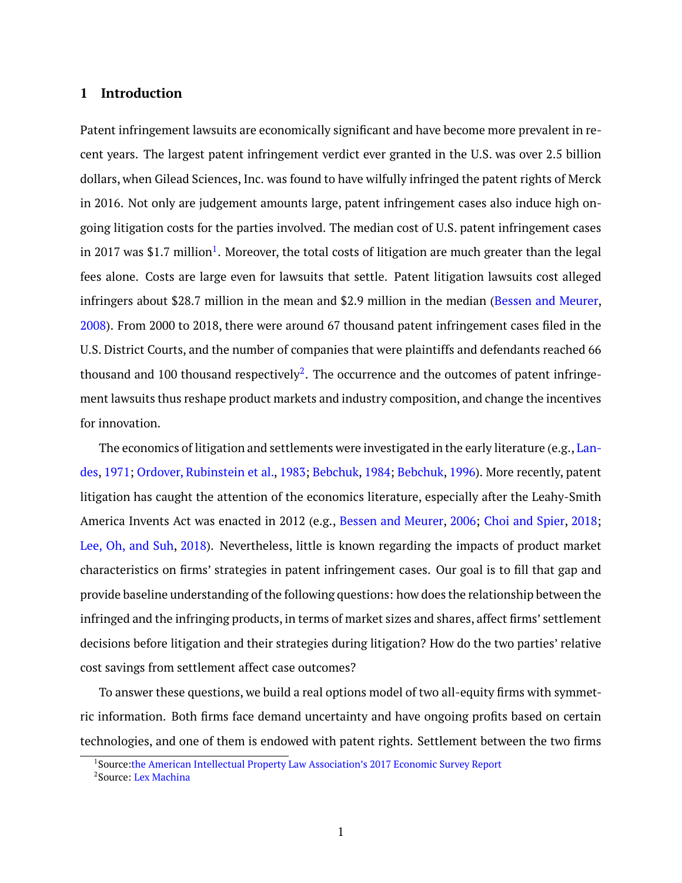## 1 Introduction

Patent infringement lawsuits are economically significant and have become more prevalent in recent years. The largest patent infringement verdict ever granted in the U.S. was over 2.5 billion dollars, when Gilead Sciences, Inc. was found to have wilfully infringed the patent rights of Merck in 2016. Not only are judgement amounts large, patent infringement cases also induce high ongoing litigation costs for the parties involved. The median cost of U.S. patent infringement cases in 2017 was $1.7 million[1]. Moreover, the total costs of litigation are much greater than the legal fees alone. Costs are large even for lawsuits that settle. Patent litigation lawsuits cost alleged infringers about $28.7 million in the mean and $2.9 million in the median (Bessen and Meurer, 2008). From 2000 to 2018, there were around 67 thousand patent infringement cases filed in the U.S. District Courts, and the number of companies that were plaintiffs and defendants reached 66 thousand and 100 thousand respectively[2]. The occurrence and the outcomes of patent infringement lawsuits thus reshape product markets and industry composition, and change the incentives for innovation.

The economics of litigation and settlements were investigated in the early literature (e.g., Landes, 1971; Ordover, Rubinstein et al., 1983; Bebchuk, 1984; Bebchuk, 1996). More recently, patent litigation has caught the attention of the economics literature, especially after the Leahy-Smith America Invents Act was enacted in 2012 (e.g., Bessen and Meurer, 2006; Choi and Spier, 2018; Lee, Oh, and Suh, 2018). Nevertheless, little is known regarding the impacts of product market characteristics on firms' strategies in patent infringement cases. Our goal is to fill that gap and provide baseline understanding of the following questions: how does the relationship between the infringed and the infringing products, in terms of market sizes and shares, affect firms' settlement decisions before litigation and their strategies during litigation? How do the two parties' relative cost savings from settlement affect case outcomes?

To answer these questions, we build a real options model of two all-equity firms with symmetric information. Both firms face demand uncertainty and have ongoing profits based on certain technologies, and one of them is endowed with patent rights. Settlement between the two firms

[1] Source: the American Intellectual Property Law Association's 2017 Economic Survey Report

[2] Source: Lex Machina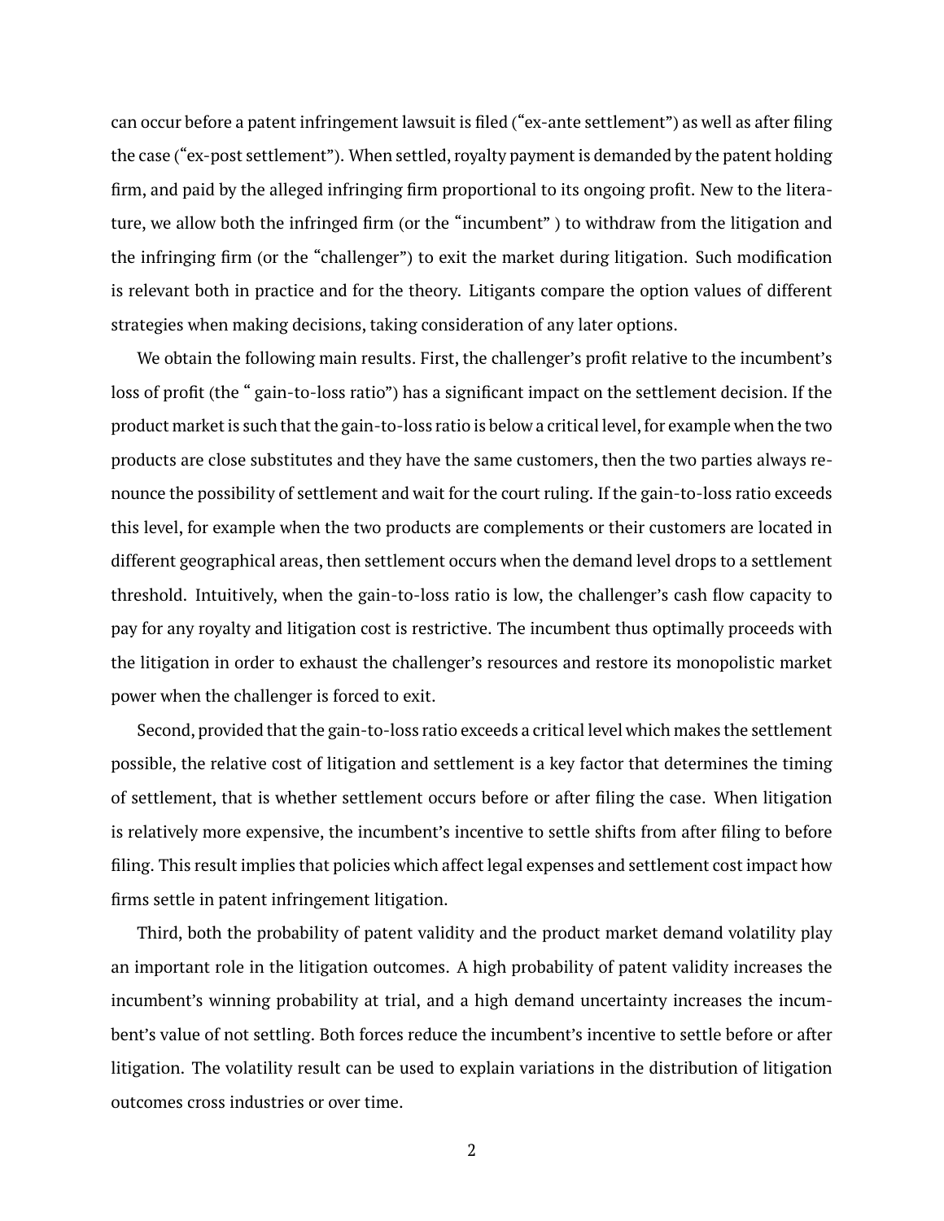can occur before a patent infringement lawsuit is filed ("ex-ante settlement") as well as after filing the case ("ex-post settlement"). When settled, royalty payment is demanded by the patent holding firm, and paid by the alleged infringing firm proportional to its ongoing profit. New to the literature, we allow both the infringed firm (or the "incumbent" ) to withdraw from the litigation and the infringing firm (or the "challenger") to exit the market during litigation. Such modification is relevant both in practice and for the theory. Litigants compare the option values of different strategies when making decisions, taking consideration of any later options.

We obtain the following main results. First, the challenger's profit relative to the incumbent's loss of profit (the " gain-to-loss ratio") has a significant impact on the settlement decision. If the product market is such that the gain-to-loss ratio is below a critical level, for example when the two products are close substitutes and they have the same customers, then the two parties always renounce the possibility of settlement and wait for the court ruling. If the gain-to-loss ratio exceeds this level, for example when the two products are complements or their customers are located in different geographical areas, then settlement occurs when the demand level drops to a settlement threshold. Intuitively, when the gain-to-loss ratio is low, the challenger's cash flow capacity to pay for any royalty and litigation cost is restrictive. The incumbent thus optimally proceeds with the litigation in order to exhaust the challenger's resources and restore its monopolistic market power when the challenger is forced to exit.

Second, provided that the gain-to-loss ratio exceeds a critical level which makes the settlement possible, the relative cost of litigation and settlement is a key factor that determines the timing of settlement, that is whether settlement occurs before or after filing the case. When litigation is relatively more expensive, the incumbent's incentive to settle shifts from after filing to before filing. This result implies that policies which affect legal expenses and settlement cost impact how firms settle in patent infringement litigation.

Third, both the probability of patent validity and the product market demand volatility play an important role in the litigation outcomes. A high probability of patent validity increases the incumbent's winning probability at trial, and a high demand uncertainty increases the incumbent's value of not settling. Both forces reduce the incumbent's incentive to settle before or after litigation. The volatility result can be used to explain variations in the distribution of litigation outcomes cross industries or over time.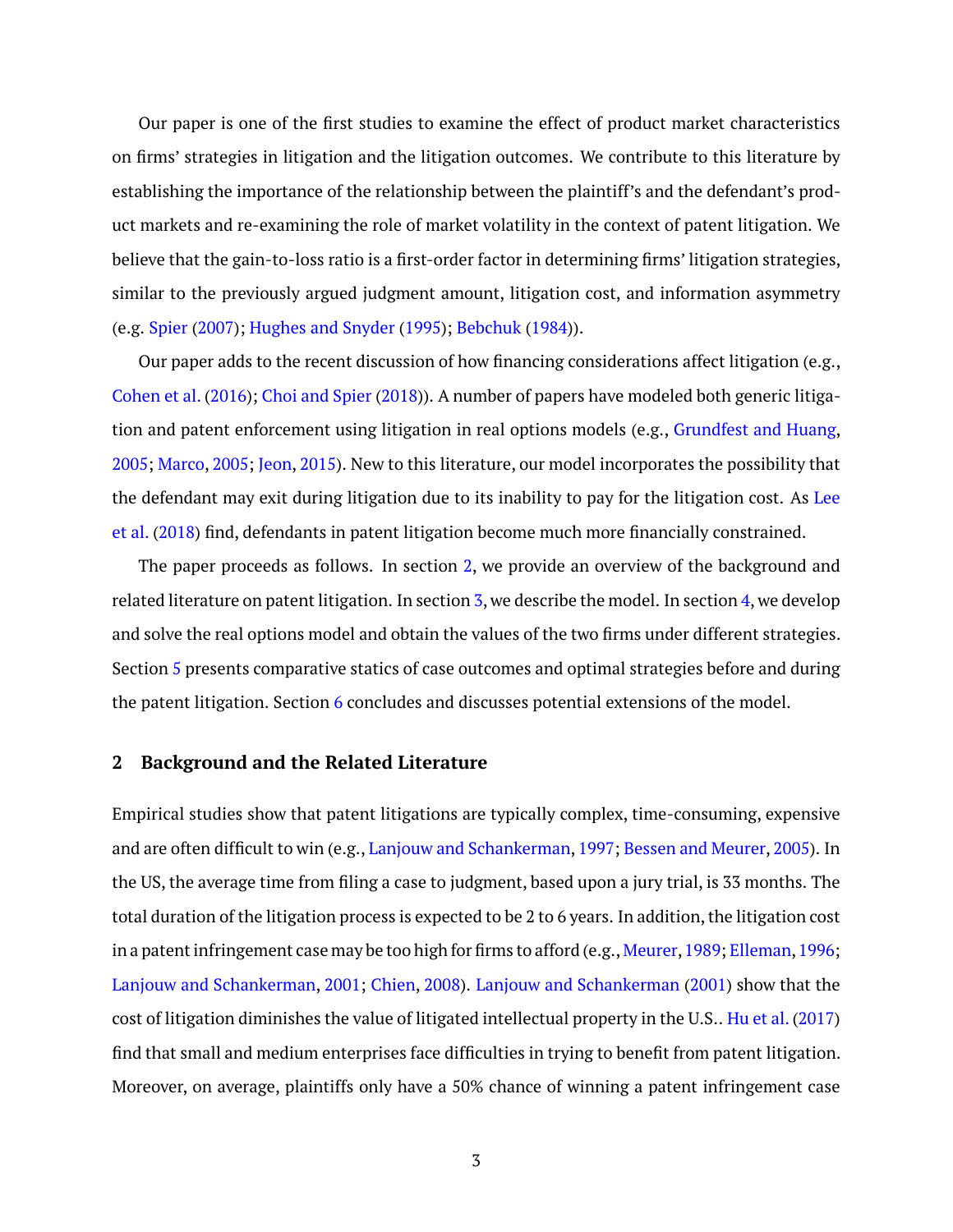Our paper is one of the first studies to examine the effect of product market characteristics on firms' strategies in litigation and the litigation outcomes. We contribute to this literature by establishing the importance of the relationship between the plaintiff's and the defendant's product markets and re-examining the role of market volatility in the context of patent litigation. We believe that the gain-to-loss ratio is a first-order factor in determining firms' litigation strategies, similar to the previously argued judgment amount, litigation cost, and information asymmetry (e.g. Spier (2007); Hughes and Snyder (1995); Bebchuk (1984)).

Our paper adds to the recent discussion of how financing considerations affect litigation (e.g., Cohen et al. (2016); Choi and Spier (2018)). A number of papers have modeled both generic litigation and patent enforcement using litigation in real options models (e.g., Grundfest and Huang, 2005; Marco, 2005; Jeon, 2015). New to this literature, our model incorporates the possibility that the defendant may exit during litigation due to its inability to pay for the litigation cost. As Lee et al. (2018) find, defendants in patent litigation become much more financially constrained.

The paper proceeds as follows. In section 2, we provide an overview of the background and related literature on patent litigation. In section 3, we describe the model. In section 4, we develop and solve the real options model and obtain the values of the two firms under different strategies. Section 5 presents comparative statics of case outcomes and optimal strategies before and during the patent litigation. Section 6 concludes and discusses potential extensions of the model.

## 2 Background and the Related Literature

Empirical studies show that patent litigations are typically complex, time-consuming, expensive and are often difficult to win (e.g., Lanjouw and Schankerman, 1997; Bessen and Meurer, 2005). In the US, the average time from filing a case to judgment, based upon a jury trial, is 33 months. The total duration of the litigation process is expected to be 2 to 6 years. In addition, the litigation cost in a patent infringement case may be too high for firms to afford (e.g., Meurer, 1989; Elleman, 1996; Lanjouw and Schankerman, 2001; Chien, 2008). Lanjouw and Schankerman (2001) show that the cost of litigation diminishes the value of litigated intellectual property in the U.S.. Hu et al. (2017) find that small and medium enterprises face difficulties in trying to benefit from patent litigation. Moreover, on average, plaintiffs only have a 50% chance of winning a patent infringement case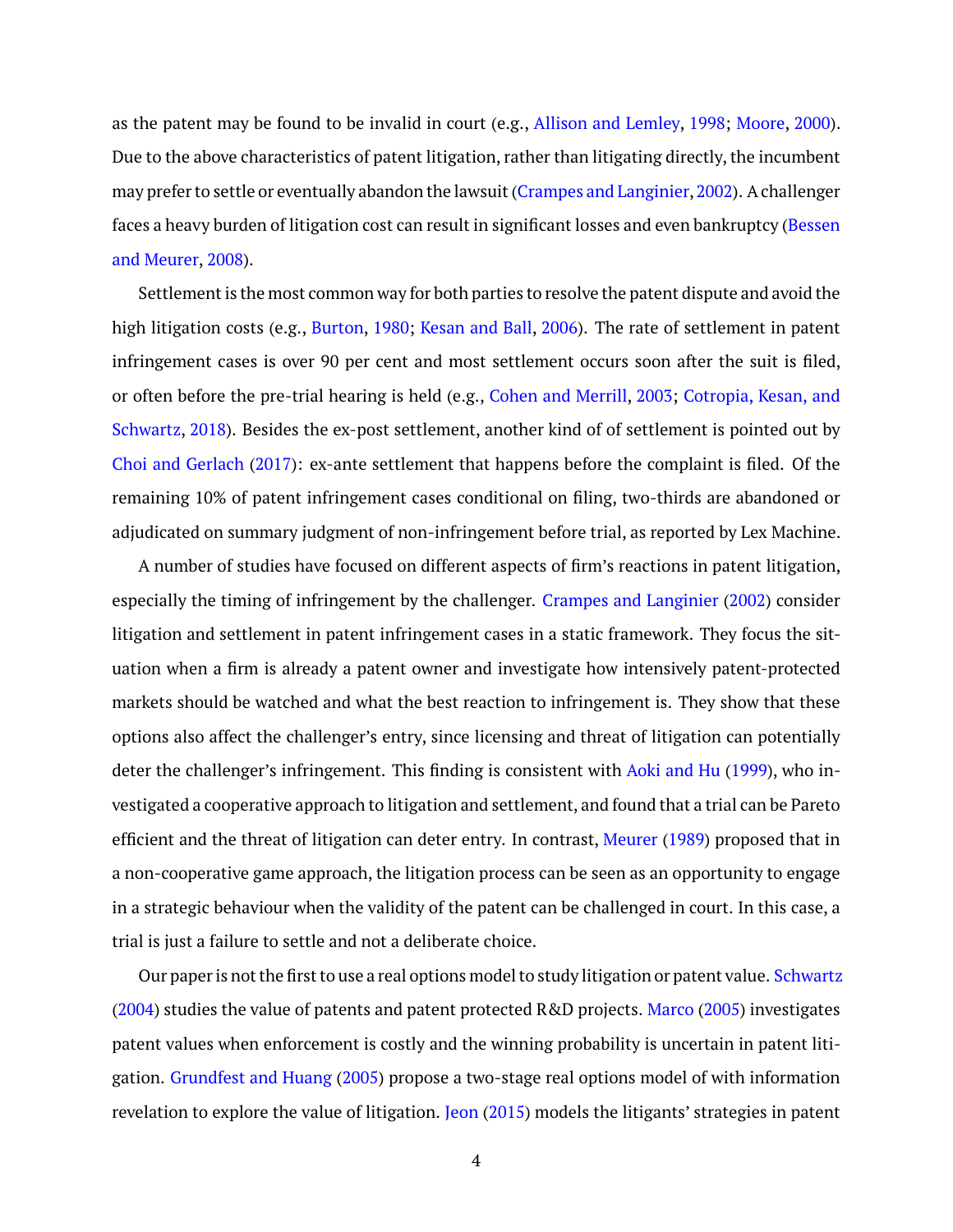as the patent may be found to be invalid in court (e.g., Allison and Lemley, 1998; Moore, 2000). Due to the above characteristics of patent litigation, rather than litigating directly, the incumbent may prefer to settle or eventually abandon the lawsuit (Crampes and Langinier, 2002). A challenger faces a heavy burden of litigation cost can result in significant losses and even bankruptcy (Bessen and Meurer, 2008).

Settlement is the most common way for both parties to resolve the patent dispute and avoid the high litigation costs (e.g., Burton, 1980; Kesan and Ball, 2006). The rate of settlement in patent infringement cases is over 90 per cent and most settlement occurs soon after the suit is filed, or often before the pre-trial hearing is held (e.g., Cohen and Merrill, 2003; Cotropia, Kesan, and Schwartz, 2018). Besides the ex-post settlement, another kind of of settlement is pointed out by Choi and Gerlach (2017): ex-ante settlement that happens before the complaint is filed. Of the remaining 10% of patent infringement cases conditional on filing, two-thirds are abandoned or adjudicated on summary judgment of non-infringement before trial, as reported by Lex Machine.

A number of studies have focused on different aspects of firm's reactions in patent litigation, especially the timing of infringement by the challenger. Crampes and Langinier (2002) consider litigation and settlement in patent infringement cases in a static framework. They focus the situation when a firm is already a patent owner and investigate how intensively patent-protected markets should be watched and what the best reaction to infringement is. They show that these options also affect the challenger's entry, since licensing and threat of litigation can potentially deter the challenger's infringement. This finding is consistent with Aoki and Hu (1999), who investigated a cooperative approach to litigation and settlement, and found that a trial can be Pareto efficient and the threat of litigation can deter entry. In contrast, Meurer (1989) proposed that in a non-cooperative game approach, the litigation process can be seen as an opportunity to engage in a strategic behaviour when the validity of the patent can be challenged in court. In this case, a trial is just a failure to settle and not a deliberate choice.

Our paper is not the first to use a real options model to study litigation or patent value. Schwartz (2004) studies the value of patents and patent protected R&D projects. Marco (2005) investigates patent values when enforcement is costly and the winning probability is uncertain in patent litigation. Grundfest and Huang (2005) propose a two-stage real options model of with information revelation to explore the value of litigation. Jeon (2015) models the litigants' strategies in patent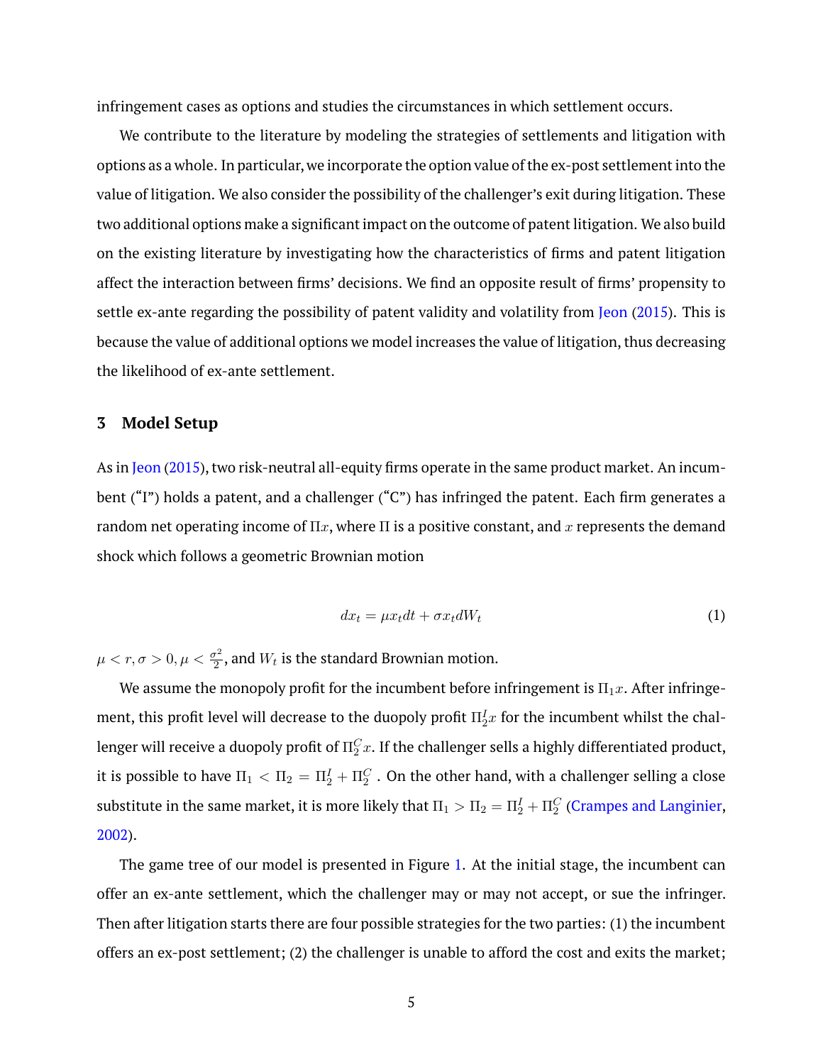infringement cases as options and studies the circumstances in which settlement occurs.

We contribute to the literature by modeling the strategies of settlements and litigation with options as a whole. In particular, we incorporate the option value of the ex-post settlement into the value of litigation. We also consider the possibility of the challenger's exit during litigation. These two additional options make a significant impact on the outcome of patent litigation. We also build on the existing literature by investigating how the characteristics of firms and patent litigation affect the interaction between firms' decisions. We find an opposite result of firms' propensity to settle ex-ante regarding the possibility of patent validity and volatility from Jeon (2015). This is because the value of additional options we model increases the value of litigation, thus decreasing the likelihood of ex-ante settlement.

## 3 Model Setup

As in Jeon (2015), two risk-neutral all-equity firms operate in the same product market. An incumbent ("I") holds a patent, and a challenger ("C") has infringed the patent. Each firm generates a random net operating income of $\Pi x$, where $\Pi$ is a positive constant, and $x$ represents the demand shock which follows a geometric Brownian motion

$$dx_t = \mu x_t dt + \sigma x_t dW_t \tag{1}$$

$\mu < r, \sigma > 0, \mu < \frac{\sigma^2}{2}$, and $W_t$ is the standard Brownian motion.

We assume the monopoly profit for the incumbent before infringement is $\Pi_1 x$. After infringement, this profit level will decrease to the duopoly profit $\Pi_2^I x$ for the incumbent whilst the challenger will receive a duopoly profit of $\Pi_2^C x$. If the challenger sells a highly differentiated product, it is possible to have $\Pi_1 < \Pi_2 = \Pi_2^I + \Pi_2^C$ . On the other hand, with a challenger selling a close substitute in the same market, it is more likely that $\Pi_1 > \Pi_2 = \Pi_2^I + \Pi_2^C$ (Crampes and Langinier, 2002).

The game tree of our model is presented in Figure 1. At the initial stage, the incumbent can offer an ex-ante settlement, which the challenger may or may not accept, or sue the infringer. Then after litigation starts there are four possible strategies for the two parties: (1) the incumbent offers an ex-post settlement; (2) the challenger is unable to afford the cost and exits the market;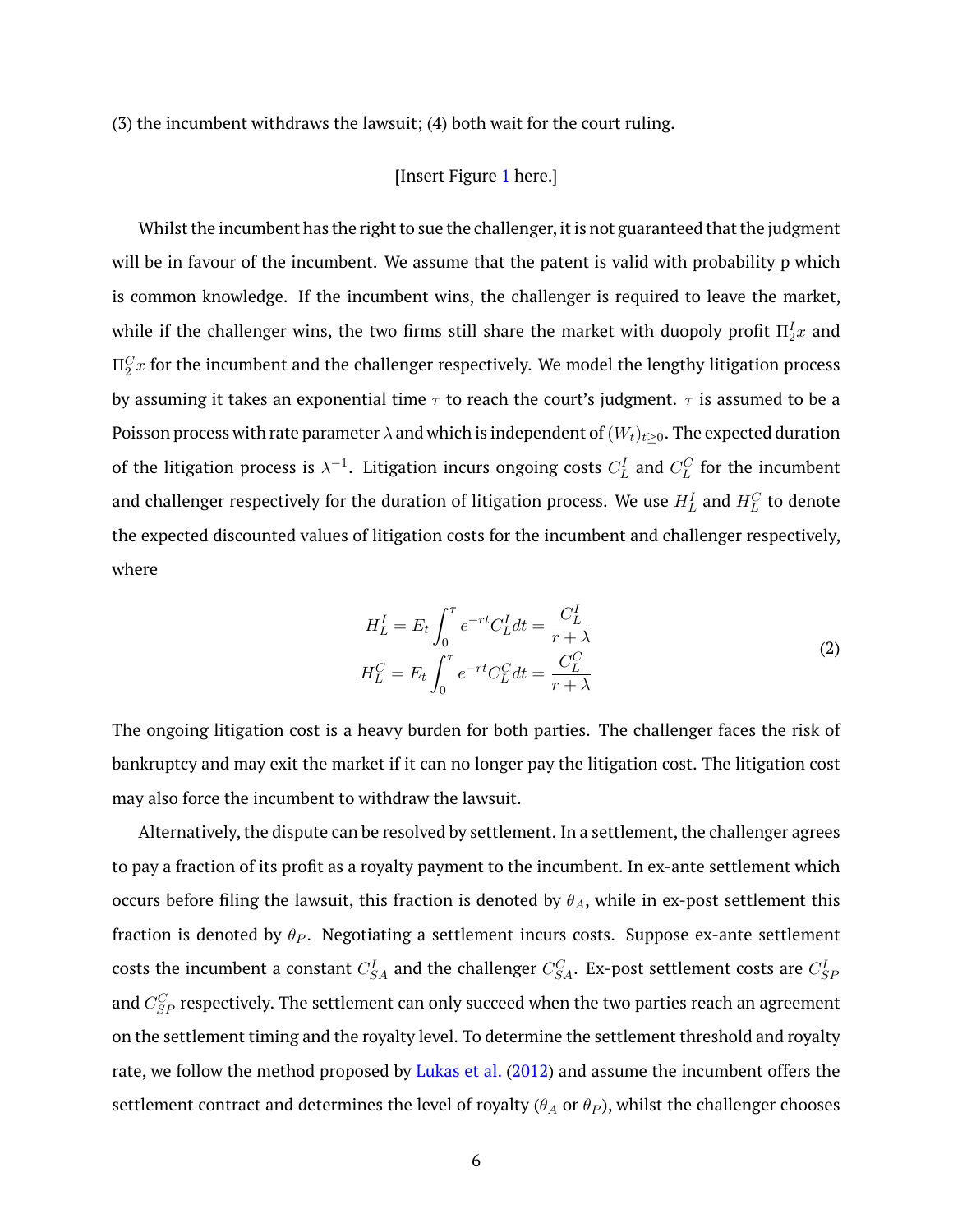(3) the incumbent withdraws the lawsuit; (4) both wait for the court ruling.

[Insert Figure 1 here.]

Whilst the incumbent has the right to sue the challenger, it is not guaranteed that the judgment will be in favour of the incumbent. We assume that the patent is valid with probability p which is common knowledge. If the incumbent wins, the challenger is required to leave the market, while if the challenger wins, the two firms still share the market with duopoly profit $\Pi_2^I x$ and $\Pi_2^C x$ for the incumbent and the challenger respectively. We model the lengthy litigation process by assuming it takes an exponential time $\tau$ to reach the court's judgment. $\tau$ is assumed to be a Poisson process with rate parameter $\lambda$ and which is independent of $(W_t)_{t\geq 0}$. The expected duration of the litigation process is $\lambda^{-1}$. Litigation incurs ongoing costs $C_L^I$ and $C_L^C$ for the incumbent and challenger respectively for the duration of litigation process. We use $H_L^I$ and $H_L^C$ to denote the expected discounted values of litigation costs for the incumbent and challenger respectively, where

$$
\begin{aligned}
H_L^I &= E_t \int_0^\tau e^{-rt} C_L^I dt = \frac{C_L^I}{r+\lambda} \\
H_L^C &= E_t \int_0^\tau e^{-rt} C_L^C dt = \frac{C_L^C}{r+\lambda}
\end{aligned}
\tag{2}
$$

The ongoing litigation cost is a heavy burden for both parties. The challenger faces the risk of bankruptcy and may exit the market if it can no longer pay the litigation cost. The litigation cost may also force the incumbent to withdraw the lawsuit.

Alternatively, the dispute can be resolved by settlement. In a settlement, the challenger agrees to pay a fraction of its profit as a royalty payment to the incumbent. In ex-ante settlement which occurs before filing the lawsuit, this fraction is denoted by $\theta_A$, while in ex-post settlement this fraction is denoted by $\theta_P$. Negotiating a settlement incurs costs. Suppose ex-ante settlement costs the incumbent a constant $C_{SA}^I$ and the challenger $C_{SA}^C$. Ex-post settlement costs are $C_{SP}^I$ and $C_{SP}^C$ respectively. The settlement can only succeed when the two parties reach an agreement on the settlement timing and the royalty level. To determine the settlement threshold and royalty rate, we follow the method proposed by Lukas et al. (2012) and assume the incumbent offers the settlement contract and determines the level of royalty ($\theta_A$ or $\theta_P$), whilst the challenger chooses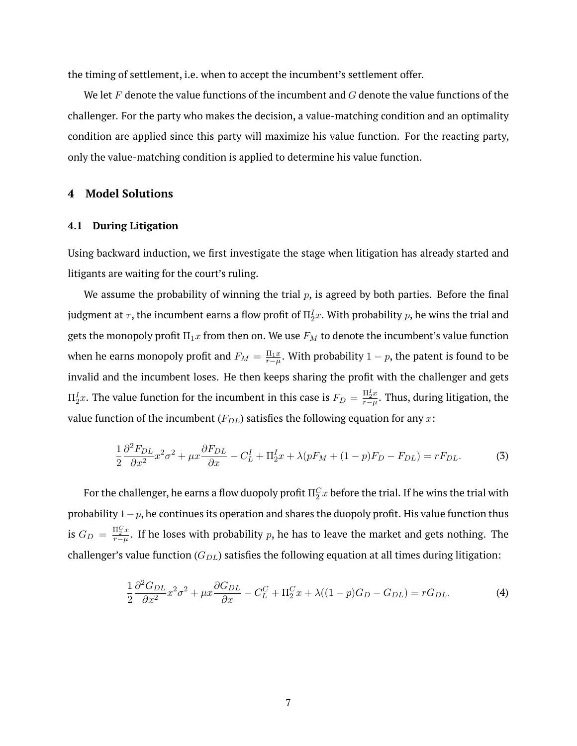the timing of settlement, i.e. when to accept the incumbent's settlement offer.

We let $F$ denote the value functions of the incumbent and $G$ denote the value functions of the challenger. For the party who makes the decision, a value-matching condition and an optimality condition are applied since this party will maximize his value function. For the reacting party, only the value-matching condition is applied to determine his value function.

## 4 Model Solutions

### 4.1 During Litigation

Using backward induction, we first investigate the stage when litigation has already started and litigants are waiting for the court's ruling.

We assume the probability of winning the trial $p$, is agreed by both parties. Before the final judgment at $\tau$, the incumbent earns a flow profit of $\Pi_2^I x$. With probability $p$, he wins the trial and gets the monopoly profit $\Pi_1 x$ from then on. We use $F_M$ to denote the incumbent's value function when he earns monopoly profit and $F_M = \frac{\Pi_1 x}{r-\mu}$. With probability $1-p$, the patent is found to be invalid and the incumbent loses. He then keeps sharing the profit with the challenger and gets $\Pi_2^I x$. The value function for the incumbent in this case is $F_D = \frac{\Pi_2^I x}{r-\mu}$. Thus, during litigation, the value function of the incumbent ($F_{DL}$) satisfies the following equation for any $x$:

$$\frac{1}{2}\frac{\partial^2 F_{DL}}{\partial x^2}x^2\sigma^2 + \mu x\frac{\partial F_{DL}}{\partial x} - C_L^I + \Pi_2^I x + \lambda(pF_M + (1-p)F_D - F_{DL}) = rF_{DL}. \tag{3}$$

For the challenger, he earns a flow duopoly profit $\Pi_2^C x$ before the trial. If he wins the trial with probability $1-p$, he continues its operation and shares the duopoly profit. His value function thus is $G_D = \frac{\Pi_2^C x}{r-\mu}$. If he loses with probability $p$, he has to leave the market and gets nothing. The challenger's value function ($G_{DL}$) satisfies the following equation at all times during litigation:

$$\frac{1}{2}\frac{\partial^2 G_{DL}}{\partial x^2}x^2\sigma^2 + \mu x\frac{\partial G_{DL}}{\partial x} - C_L^C + \Pi_2^C x + \lambda((1-p)G_D - G_{DL}) = rG_{DL}. \tag{4}$$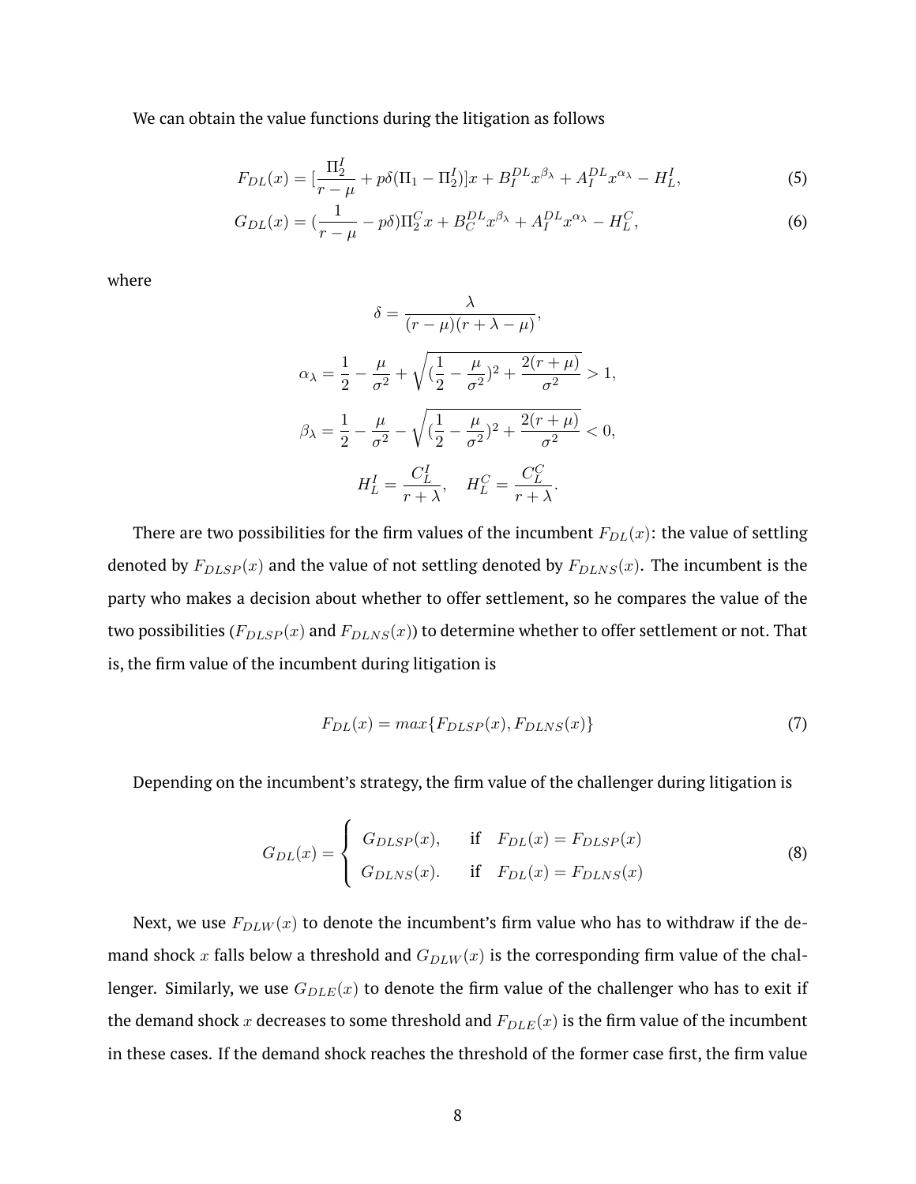We can obtain the value functions during the litigation as follows

$$F_{DL}(x) = [\frac{\Pi_2^I}{r-\mu} + p\delta(\Pi_1 - \Pi_2^I)]x + B_I^{DL}x^{\beta_\lambda} + A_I^{DL}x^{\alpha_\lambda} - H_L^I, \tag{5}$$

$$G_{DL}(x) = (\frac{1}{r-\mu} - p\delta)\Pi_2^C x + B_C^{DL}x^{\beta_\lambda} + A_I^{DL}x^{\alpha_\lambda} - H_L^C, \tag{6}$$

where

$$\delta = \frac{\lambda}{(r-\mu)(r+\lambda-\mu)},$$

$$\alpha_\lambda = \frac{1}{2} - \frac{\mu}{\sigma^2} + \sqrt{(\frac{1}{2} - \frac{\mu}{\sigma^2})^2 + \frac{2(r+\mu)}{\sigma^2}} > 1,$$

$$\beta_\lambda = \frac{1}{2} - \frac{\mu}{\sigma^2} - \sqrt{(\frac{1}{2} - \frac{\mu}{\sigma^2})^2 + \frac{2(r+\mu)}{\sigma^2}} < 0,$$

$$H_L^I = \frac{C_L^I}{r+\lambda}, \quad H_L^C = \frac{C_L^C}{r+\lambda}.$$

There are two possibilities for the firm values of the incumbent $F_{DL}(x)$: the value of settling denoted by $F_{DLSP}(x)$ and the value of not settling denoted by $F_{DLNS}(x)$. The incumbent is the party who makes a decision about whether to offer settlement, so he compares the value of the two possibilities ($F_{DLSP}(x)$ and $F_{DLNS}(x)$) to determine whether to offer settlement or not. That is, the firm value of the incumbent during litigation is

$$F_{DL}(x) = max\{F_{DLSP}(x), F_{DLNS}(x)\} \tag{7}$$

Depending on the incumbent's strategy, the firm value of the challenger during litigation is

$$G_{DL}(x) = \begin{cases} G_{DLSP}(x), & \text{if} \quad F_{DL}(x) = F_{DLSP}(x) \\ G_{DLNS}(x). & \text{if} \quad F_{DL}(x) = F_{DLNS}(x) \end{cases} \tag{8}$$

Next, we use $F_{DLW}(x)$ to denote the incumbent's firm value who has to withdraw if the demand shock $x$ falls below a threshold and $G_{DLW}(x)$ is the corresponding firm value of the challenger. Similarly, we use $G_{DLE}(x)$ to denote the firm value of the challenger who has to exit if the demand shock $x$ decreases to some threshold and $F_{DLE}(x)$ is the firm value of the incumbent in these cases. If the demand shock reaches the threshold of the former case first, the firm value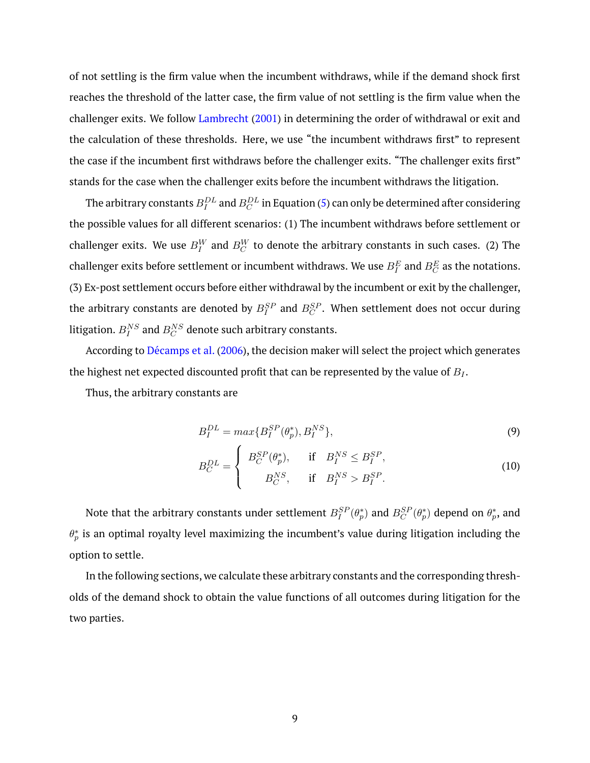of not settling is the firm value when the incumbent withdraws, while if the demand shock first reaches the threshold of the latter case, the firm value of not settling is the firm value when the challenger exits. We follow Lambrecht (2001) in determining the order of withdrawal or exit and the calculation of these thresholds. Here, we use "the incumbent withdraws first" to represent the case if the incumbent first withdraws before the challenger exits. "The challenger exits first" stands for the case when the challenger exits before the incumbent withdraws the litigation.

The arbitrary constants $B_I^{DL}$ and $B_C^{DL}$ in Equation (5) can only be determined after considering the possible values for all different scenarios: (1) The incumbent withdraws before settlement or challenger exits. We use $B_I^W$ and $B_C^W$ to denote the arbitrary constants in such cases. (2) The challenger exits before settlement or incumbent withdraws. We use $B_I^E$ and $B_C^E$ as the notations. (3) Ex-post settlement occurs before either withdrawal by the incumbent or exit by the challenger, the arbitrary constants are denoted by $B_I^{SP}$ and $B_C^{SP}$. When settlement does not occur during litigation. $B_I^{NS}$ and $B_C^{NS}$ denote such arbitrary constants.

According to Décamps et al. (2006), the decision maker will select the project which generates the highest net expected discounted profit that can be represented by the value of $B_I$.

Thus, the arbitrary constants are

$$B_I^{DL} = max\{B_I^{SP}(\theta_p^*), B_I^{NS}\}, \tag{9}$$

$$B_C^{DL} = \begin{cases} B_C^{SP}(\theta_p^*), & \text{if} \quad B_I^{NS} \leq B_I^{SP}, \\ B_C^{NS}, & \text{if} \quad B_I^{NS} > B_I^{SP}. \end{cases} \tag{10}$$

Note that the arbitrary constants under settlement $B_I^{SP}(\theta_p^*)$ and $B_C^{SP}(\theta_p^*)$ depend on $\theta_p^*$, and $\theta_p^*$ is an optimal royalty level maximizing the incumbent's value during litigation including the option to settle.

In the following sections, we calculate these arbitrary constants and the corresponding thresholds of the demand shock to obtain the value functions of all outcomes during litigation for the two parties.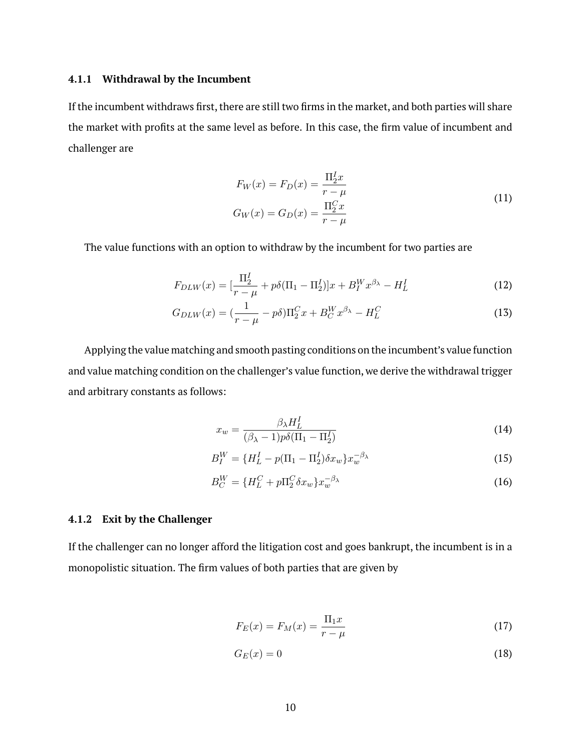### 4.1.1 Withdrawal by the Incumbent

If the incumbent withdraws first, there are still two firms in the market, and both parties will share the market with profits at the same level as before. In this case, the firm value of incumbent and challenger are

$$
\begin{aligned}
F_W(x) = F_D(x) &= \frac{\Pi_2^I x}{r-\mu} \\
G_W(x) = G_D(x) &= \frac{\Pi_2^C x}{r-\mu}
\end{aligned}
\tag{11}
$$

The value functions with an option to withdraw by the incumbent for two parties are

$$
F_{DLW}(x) = [\frac{\Pi_2^I}{r-\mu} + p\delta(\Pi_1 - \Pi_2^I)]x + B_I^W x^{\beta_\lambda} - H_L^I \tag{12}
$$

$$
G_{DLW}(x) = (\frac{1}{r-\mu} - p\delta)\Pi_2^C x + B_C^W x^{\beta_\lambda} - H_L^C \tag{13}
$$

Applying the value matching and smooth pasting conditions on the incumbent's value function and value matching condition on the challenger's value function, we derive the withdrawal trigger and arbitrary constants as follows:

$$
x_w = \frac{\beta_\lambda H_L^I}{(\beta_\lambda - 1)p\delta(\Pi_1 - \Pi_2^I)} \tag{14}
$$

$$
B_I^W = \{H_L^I - p(\Pi_1 - \Pi_2^I)\delta x_w\} x_w^{-\beta_\lambda} \tag{15}
$$

$$
B_C^W = \{H_L^C + p\Pi_2^C \delta x_w\} x_w^{-\beta_\lambda} \tag{16}
$$

### 4.1.2 Exit by the Challenger

If the challenger can no longer afford the litigation cost and goes bankrupt, the incumbent is in a monopolistic situation. The firm values of both parties that are given by

$$
F_E(x) = F_M(x) = \frac{\Pi_1 x}{r-\mu} \tag{17}
$$

$$
G_E(x) = 0 \tag{18}
$$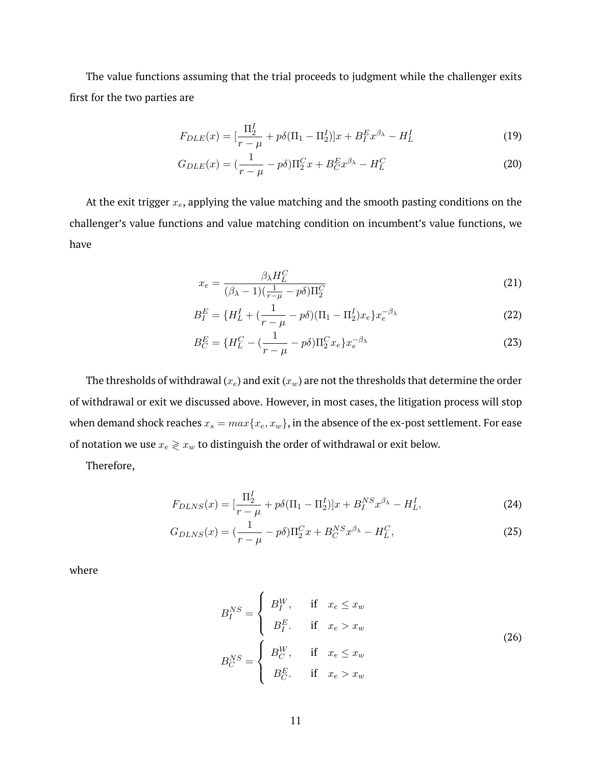The value functions assuming that the trial proceeds to judgment while the challenger exits first for the two parties are

$$F_{DLE}(x) = [\frac{\Pi_2^I}{r-\mu} + p\delta(\Pi_1 - \Pi_2^I)]x + B_I^E x^{\beta_\lambda} - H_L^I \tag{19}$$

$$G_{DLE}(x) = (\frac{1}{r-\mu} - p\delta)\Pi_2^C x + B_C^E x^{\beta_\lambda} - H_L^C \tag{20}$$

At the exit trigger $x_e$, applying the value matching and the smooth pasting conditions on the challenger's value functions and value matching condition on incumbent's value functions, we have

$$x_e = \frac{\beta_\lambda H_L^C}{(\beta_\lambda - 1)(\frac{1}{r-\mu} - p\delta)\Pi_2^C} \tag{21}$$

$$B_I^E = \{H_L^I + (\frac{1}{r-\mu} - p\delta)(\Pi_1 - \Pi_2^I)x_e\}x_e^{-\beta_\lambda} \tag{22}$$

$$B_C^E = \{H_L^C - (\frac{1}{r-\mu} - p\delta)\Pi_2^C x_e\}x_e^{-\beta_\lambda} \tag{23}$$

The thresholds of withdrawal ($x_e$) and exit ($x_w$) are not the thresholds that determine the order of withdrawal or exit we discussed above. However, in most cases, the litigation process will stop when demand shock reaches $x_s = max\{x_e, x_w\}$, in the absence of the ex-post settlement. For ease of notation we use $x_e \gtrless x_w$ to distinguish the order of withdrawal or exit below.

Therefore,

$$F_{DLNS}(x) = [\frac{\Pi_2^I}{r-\mu} + p\delta(\Pi_1 - \Pi_2^I)]x + B_I^{NS} x^{\beta_\lambda} - H_L^I, \tag{24}$$

$$G_{DLNS}(x) = (\frac{1}{r-\mu} - p\delta)\Pi_2^C x + B_C^{NS} x^{\beta_\lambda} - H_L^C, \tag{25}$$

where

$$B_I^{NS} = \begin{cases} B_I^W, & \text{if} \quad x_e \leq x_w \\ B_I^E. & \text{if} \quad x_e > x_w \end{cases}$$
$$B_C^{NS} = \begin{cases} B_C^W, & \text{if} \quad x_e \leq x_w \\ B_C^E. & \text{if} \quad x_e > x_w \end{cases} \tag{26}$$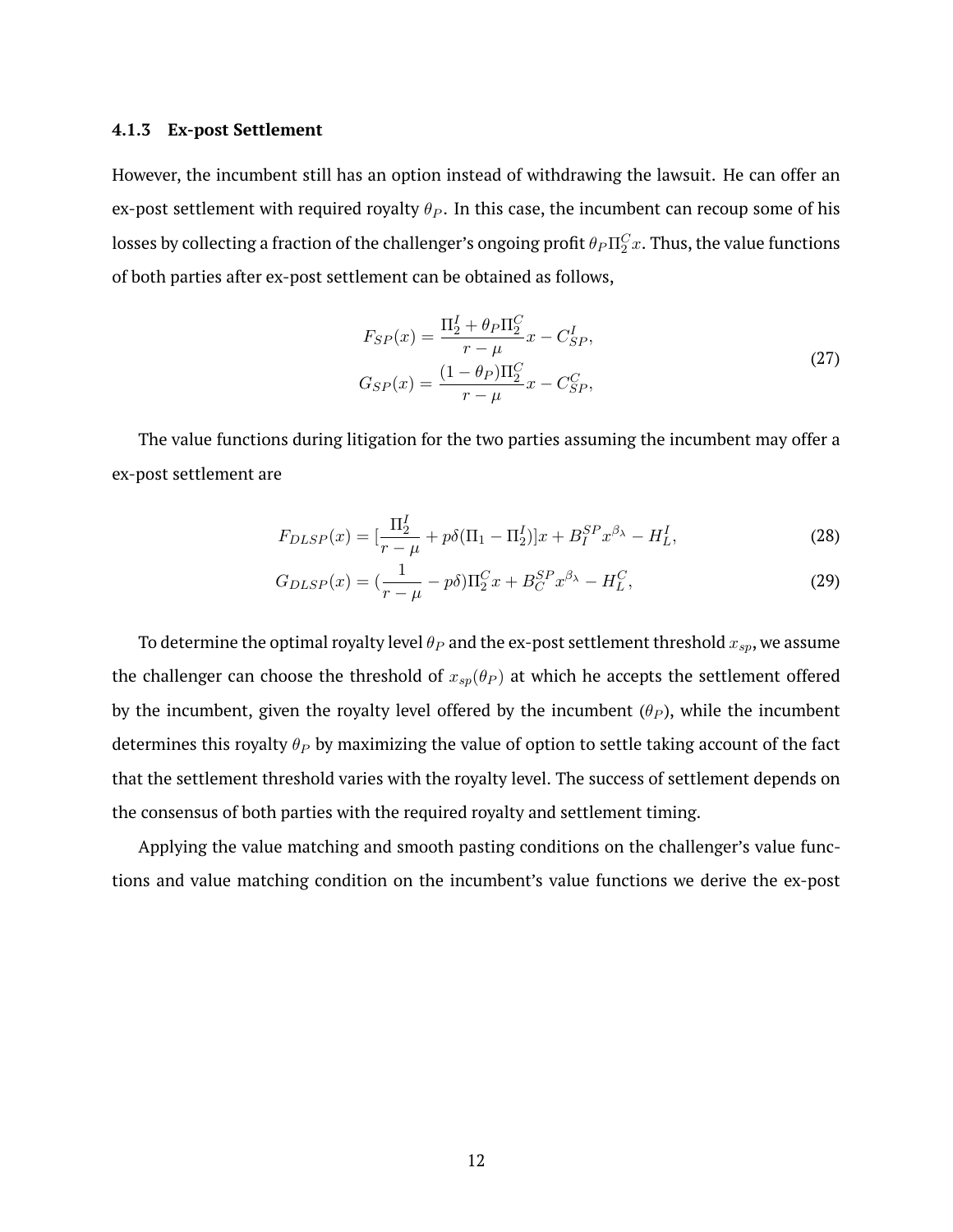### 4.1.3 Ex-post Settlement

However, the incumbent still has an option instead of withdrawing the lawsuit. He can offer an ex-post settlement with required royalty $\theta_P$. In this case, the incumbent can recoup some of his losses by collecting a fraction of the challenger's ongoing profit $\theta_P \Pi_2^C x$. Thus, the value functions of both parties after ex-post settlement can be obtained as follows,

$$
\begin{aligned}
F_{SP}(x) &= \frac{\Pi_2^I + \theta_P \Pi_2^C}{r - \mu} x - C_{SP}^I, \\
G_{SP}(x) &= \frac{(1 - \theta_P)\Pi_2^C}{r - \mu} x - C_{SP}^C,
\end{aligned}
\tag{27}
$$

The value functions during litigation for the two parties assuming the incumbent may offer a ex-post settlement are

$$
F_{DLSP}(x) = [\frac{\Pi_2^I}{r - \mu} + p\delta(\Pi_1 - \Pi_2^I)]x + B_I^{SP} x^{\beta_\lambda} - H_L^I, \tag{28}
$$

$$
G_{DLSP}(x) = (\frac{1}{r - \mu} - p\delta)\Pi_2^C x + B_C^{SP} x^{\beta_\lambda} - H_L^C, \tag{29}
$$

To determine the optimal royalty level $\theta_P$ and the ex-post settlement threshold $x_{sp}$, we assume the challenger can choose the threshold of $x_{sp}(\theta_P)$ at which he accepts the settlement offered by the incumbent, given the royalty level offered by the incumbent ($\theta_P$), while the incumbent determines this royalty $\theta_P$ by maximizing the value of option to settle taking account of the fact that the settlement threshold varies with the royalty level. The success of settlement depends on the consensus of both parties with the required royalty and settlement timing.

Applying the value matching and smooth pasting conditions on the challenger's value functions and value matching condition on the incumbent's value functions we derive the ex-post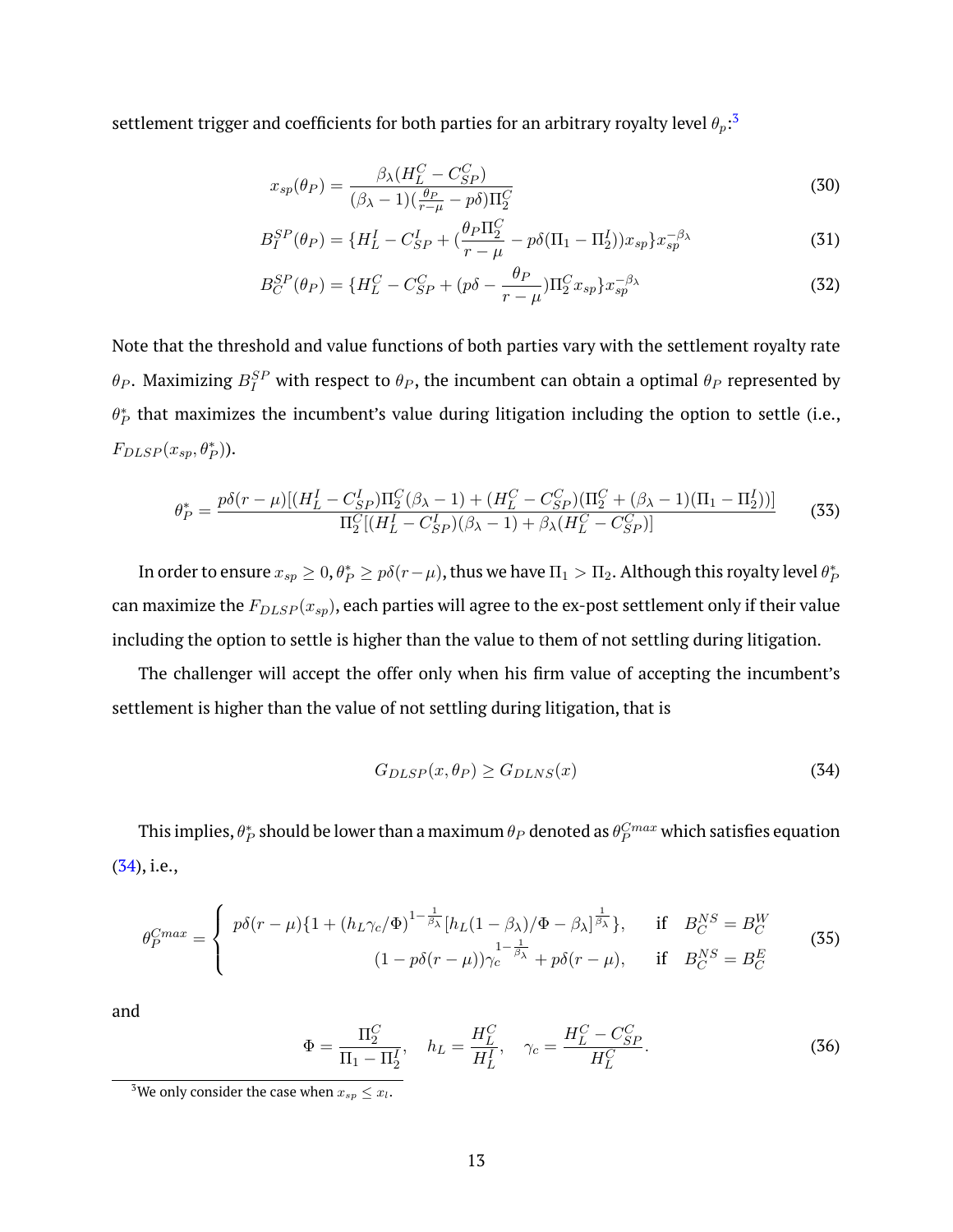settlement trigger and coefficients for both parties for an arbitrary royalty level $\theta_p$:[3]

$$x_{sp}(\theta_P) = \frac{\beta_\lambda(H_L^C - C_{SP}^C)}{(\beta_\lambda - 1)(\frac{\theta_P}{r-\mu} - p\delta)\Pi_2^C} \tag{30}$$

$$B_I^{SP}(\theta_P) = \{H_L^I - C_{SP}^I + (\frac{\theta_P \Pi_2^C}{r-\mu} - p\delta(\Pi_1 - \Pi_2^I))x_{sp}\}x_{sp}^{-\beta_\lambda} \tag{31}$$

$$B_C^{SP}(\theta_P) = \{H_L^C - C_{SP}^C + (p\delta - \frac{\theta_P}{r-\mu})\Pi_2^C x_{sp}\}x_{sp}^{-\beta_\lambda} \tag{32}$$

Note that the threshold and value functions of both parties vary with the settlement royalty rate $\theta_P$. Maximizing $B_I^{SP}$ with respect to $\theta_P$, the incumbent can obtain a optimal $\theta_P$ represented by $\theta_P^*$ that maximizes the incumbent's value during litigation including the option to settle (i.e., $F_{DLSP}(x_{sp}, \theta_P^*)$).

$$\theta_P^* = \frac{p\delta(r-\mu)[(H_L^I - C_{SP}^I)\Pi_2^C(\beta_\lambda - 1) + (H_L^C - C_{SP}^C)(\Pi_2^C + (\beta_\lambda - 1)(\Pi_1 - \Pi_2^I))]}{\Pi_2^C[(H_L^I - C_{SP}^I)(\beta_\lambda - 1) + \beta_\lambda(H_L^C - C_{SP}^C)]} \tag{33}$$

In order to ensure $x_{sp} \geq 0, \theta_P^* \geq p\delta(r-\mu)$, thus we have $\Pi_1 > \Pi_2$. Although this royalty level $\theta_P^*$ can maximize the $F_{DLSP}(x_{sp})$, each parties will agree to the ex-post settlement only if their value including the option to settle is higher than the value to them of not settling during litigation.

The challenger will accept the offer only when his firm value of accepting the incumbent's settlement is higher than the value of not settling during litigation, that is

$$G_{DLSP}(x, \theta_P) \geq G_{DLNS}(x) \tag{34}$$

This implies, $\theta_P^*$ should be lower than a maximum $\theta_P$ denoted as $\theta_P^{Cmax}$ which satisfies equation (34), i.e.,

$$\theta_P^{Cmax} = \begin{cases} p\delta(r-\mu)\{1 + (h_L\gamma_c/\Phi)^{1-\frac{1}{\beta_\lambda}}[h_L(1-\beta_\lambda)/\Phi - \beta_\lambda]^{\frac{1}{\beta_\lambda}}\}, & \text{if} \quad B_C^{NS} = B_C^W \\ (1 - p\delta(r-\mu))\gamma_c^{1-\frac{1}{\beta_\lambda}} + p\delta(r-\mu), & \text{if} \quad B_C^{NS} = B_C^E \end{cases} \tag{35}$$

and

$$\Phi = \frac{\Pi_2^C}{\Pi_1 - \Pi_2^I}, \quad h_L = \frac{H_L^C}{H_L^I}, \quad \gamma_c = \frac{H_L^C - C_{SP}^C}{H_L^C}. \tag{36}$$

[3] We only consider the case when $x_{sp} \leq x_l$.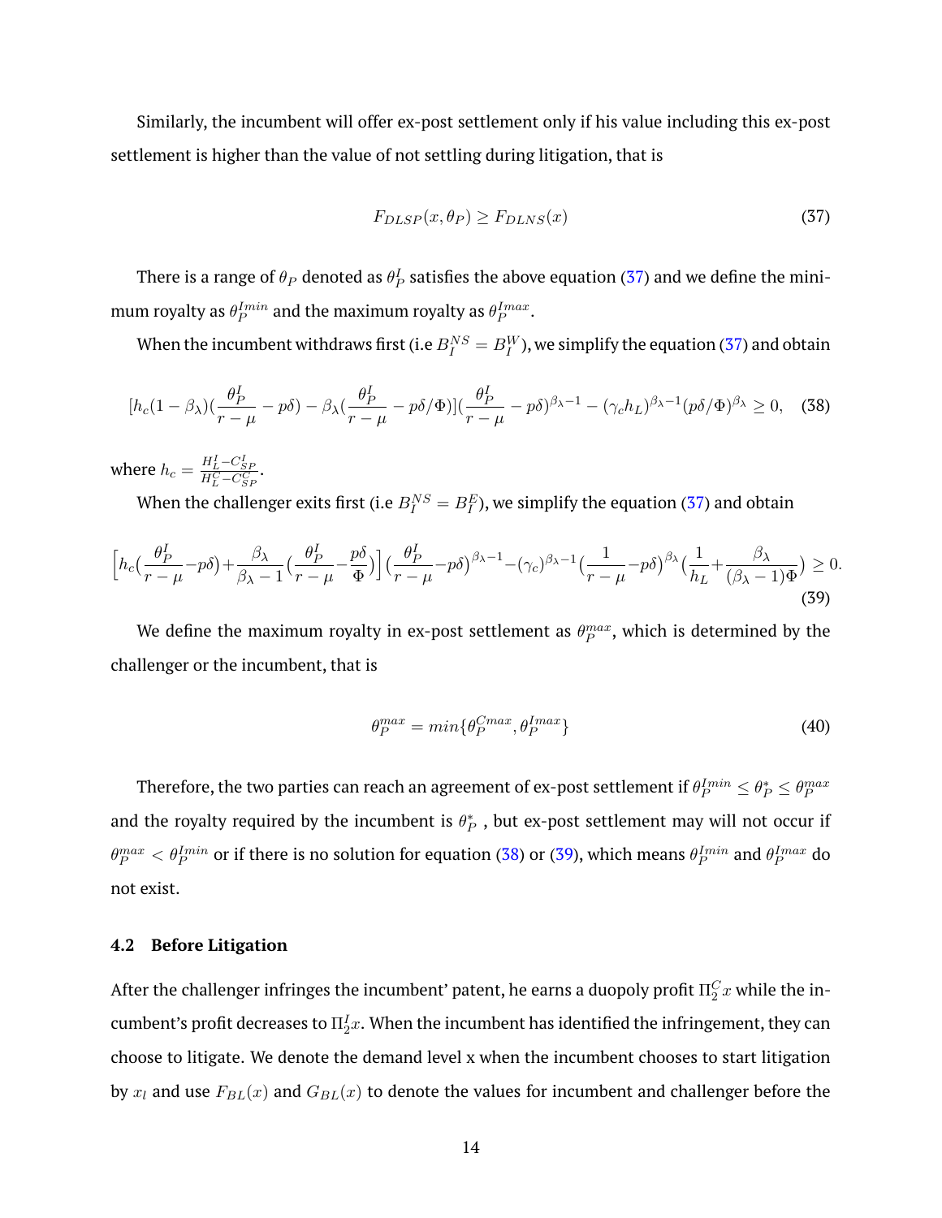Similarly, the incumbent will offer ex-post settlement only if his value including this ex-post settlement is higher than the value of not settling during litigation, that is

$$F_{DLSP}(x, \theta_P) \geq F_{DLNS}(x) \tag{37}$$

There is a range of $\theta_P$ denoted as $\theta_P^I$ satisfies the above equation (37) and we define the minimum royalty as $\theta_P^{Imin}$ and the maximum royalty as $\theta_P^{Imax}$.

When the incumbent withdraws first (i.e $B_I^{NS} = B_I^W$), we simplify the equation (37) and obtain

$$[h_c(1-\beta_\lambda)(\frac{\theta_P^I}{r-\mu} - p\delta) - \beta_\lambda(\frac{\theta_P^I}{r-\mu} - p\delta/\Phi)](\frac{\theta_P^I}{r-\mu} - p\delta)^{\beta_\lambda - 1} - (\gamma_c h_L)^{\beta_\lambda - 1}(p\delta/\Phi)^{\beta_\lambda} \geq 0, \tag{38}$$

where $h_c = \frac{H_L^I - C_{SP}^I}{H_L^C - C_{SP}^C}$.

When the challenger exits first (i.e $B_I^{NS} = B_I^E$), we simplify the equation (37) and obtain

$$\Big[h_c(\frac{\theta_P^I}{r-\mu} - p\delta) + \frac{\beta_\lambda}{\beta_\lambda - 1}(\frac{\theta_P^I}{r-\mu} - \frac{p\delta}{\Phi})\Big](\frac{\theta_P^I}{r-\mu} - p\delta)^{\beta_\lambda - 1} - (\gamma_c)^{\beta_\lambda - 1}(\frac{1}{r-\mu} - p\delta)^{\beta_\lambda}(\frac{1}{h_L} + \frac{\beta_\lambda}{(\beta_\lambda - 1)\Phi}) \geq 0. \tag{39}$$

We define the maximum royalty in ex-post settlement as $\theta_P^{max}$, which is determined by the challenger or the incumbent, that is

$$\theta_P^{max} = min\{\theta_P^{Cmax}, \theta_P^{Imax}\} \tag{40}$$

Therefore, the two parties can reach an agreement of ex-post settlement if $\theta_P^{Imin} \leq \theta_P^* \leq \theta_P^{max}$ and the royalty required by the incumbent is $\theta_P^*$ , but ex-post settlement may will not occur if $\theta_P^{max} < \theta_P^{Imin}$ or if there is no solution for equation (38) or (39), which means $\theta_P^{Imin}$ and $\theta_P^{Imax}$ do not exist.

## 4.2 Before Litigation

After the challenger infringes the incumbent' patent, he earns a duopoly profit $\Pi_2^C x$ while the incumbent's profit decreases to $\Pi_2^I x$. When the incumbent has identified the infringement, they can choose to litigate. We denote the demand level x when the incumbent chooses to start litigation by $x_l$ and use $F_{BL}(x)$ and $G_{BL}(x)$ to denote the values for incumbent and challenger before the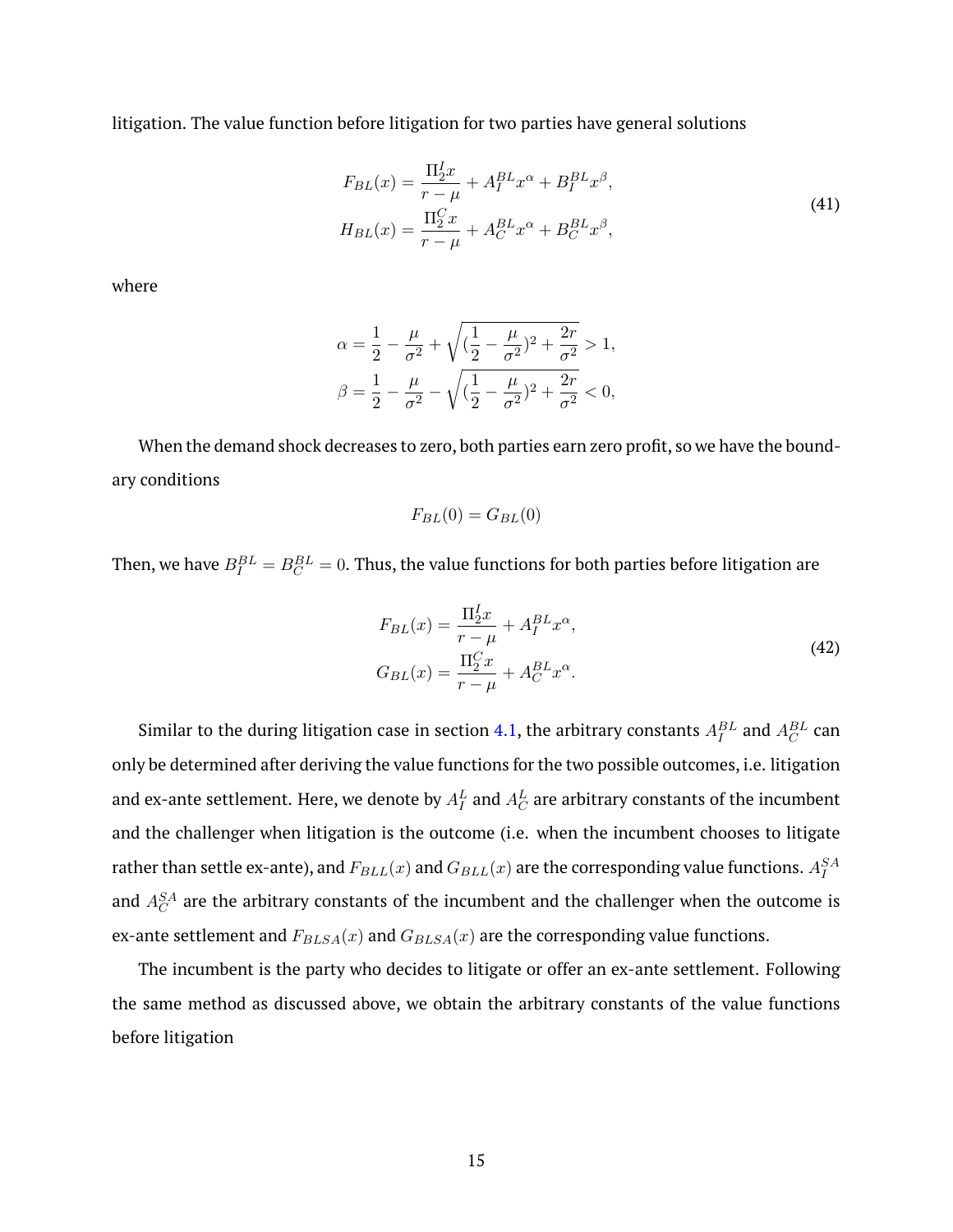litigation. The value function before litigation for two parties have general solutions

$$
\begin{aligned}
F_{BL}(x) &= \frac{\Pi_2^I x}{r-\mu} + A_I^{BL} x^{\alpha} + B_I^{BL} x^{\beta}, \\
H_{BL}(x) &= \frac{\Pi_2^C x}{r-\mu} + A_C^{BL} x^{\alpha} + B_C^{BL} x^{\beta},
\end{aligned}
\tag{41}
$$

where

$$
\begin{aligned}
\alpha &= \frac{1}{2} - \frac{\mu}{\sigma^2} + \sqrt{(\frac{1}{2} - \frac{\mu}{\sigma^2})^2 + \frac{2r}{\sigma^2}} > 1, \\
\beta &= \frac{1}{2} - \frac{\mu}{\sigma^2} - \sqrt{(\frac{1}{2} - \frac{\mu}{\sigma^2})^2 + \frac{2r}{\sigma^2}} < 0,
\end{aligned}
$$

When the demand shock decreases to zero, both parties earn zero profit, so we have the boundary conditions

$$
F_{BL}(0) = G_{BL}(0)
$$

Then, we have $B_I^{BL} = B_C^{BL} = 0$. Thus, the value functions for both parties before litigation are

$$
\begin{aligned}
F_{BL}(x) &= \frac{\Pi_2^I x}{r-\mu} + A_I^{BL} x^{\alpha}, \\
G_{BL}(x) &= \frac{\Pi_2^C x}{r-\mu} + A_C^{BL} x^{\alpha}.
\end{aligned}
\tag{42}
$$

Similar to the during litigation case in section 4.1, the arbitrary constants $A_I^{BL}$ and $A_C^{BL}$ can only be determined after deriving the value functions for the two possible outcomes, i.e. litigation and ex-ante settlement. Here, we denote by $A_I^L$ and $A_C^L$ are arbitrary constants of the incumbent and the challenger when litigation is the outcome (i.e. when the incumbent chooses to litigate rather than settle ex-ante), and $F_{BLL}(x)$ and $G_{BLL}(x)$ are the corresponding value functions. $A_I^{SA}$ and $A_C^{SA}$ are the arbitrary constants of the incumbent and the challenger when the outcome is ex-ante settlement and $F_{BLSA}(x)$ and $G_{BLSA}(x)$ are the corresponding value functions.

The incumbent is the party who decides to litigate or offer an ex-ante settlement. Following the same method as discussed above, we obtain the arbitrary constants of the value functions before litigation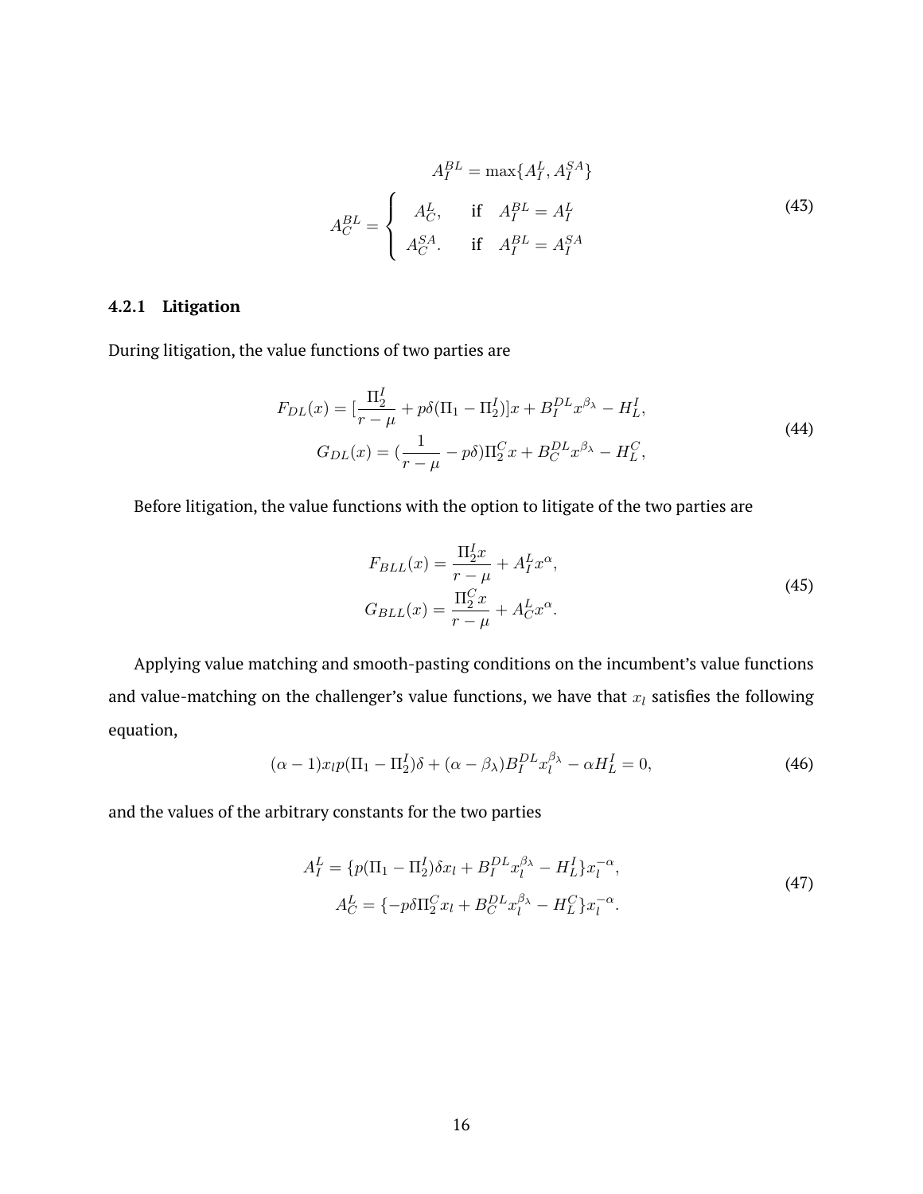$$
A_I^{BL} = \max\{A_I^L, A_I^{SA}\}
$$

$$
A_C^{BL} = \begin{cases} A_C^L, & \text{if} \quad A_I^{BL} = A_I^L \\ A_C^{SA}. & \text{if} \quad A_I^{BL} = A_I^{SA} \end{cases} \tag{43}
$$

### 4.2.1 Litigation

During litigation, the value functions of two parties are

$$
\begin{aligned}
F_{DL}(x) &= [\frac{\Pi_2^I}{r-\mu} + p\delta(\Pi_1 - \Pi_2^I)]x + B_I^{DL}x^{\beta_\lambda} - H_L^I, \\
G_{DL}(x) &= (\frac{1}{r-\mu} - p\delta)\Pi_2^C x + B_C^{DL}x^{\beta_\lambda} - H_L^C,
\end{aligned} \tag{44}
$$

Before litigation, the value functions with the option to litigate of the two parties are

$$
\begin{aligned}
F_{BLL}(x) &= \frac{\Pi_2^I x}{r-\mu} + A_I^L x^\alpha, \\
G_{BLL}(x) &= \frac{\Pi_2^C x}{r-\mu} + A_C^L x^\alpha.
\end{aligned} \tag{45}
$$

Applying value matching and smooth-pasting conditions on the incumbent's value functions and value-matching on the challenger's value functions, we have that $x_l$ satisfies the following equation,

$$
(\alpha - 1)x_l p(\Pi_1 - \Pi_2^I)\delta + (\alpha - \beta_\lambda)B_I^{DL}x_l^{\beta_\lambda} - \alpha H_L^I = 0, \tag{46}
$$

and the values of the arbitrary constants for the two parties

$$
\begin{aligned}
A_I^L &= \{p(\Pi_1 - \Pi_2^I)\delta x_l + B_I^{DL}x_l^{\beta_\lambda} - H_L^I\}x_l^{-\alpha}, \\
A_C^L &= \{-p\delta\Pi_2^C x_l + B_C^{DL}x_l^{\beta_\lambda} - H_L^C\}x_l^{-\alpha}.
\end{aligned} \tag{47}
$$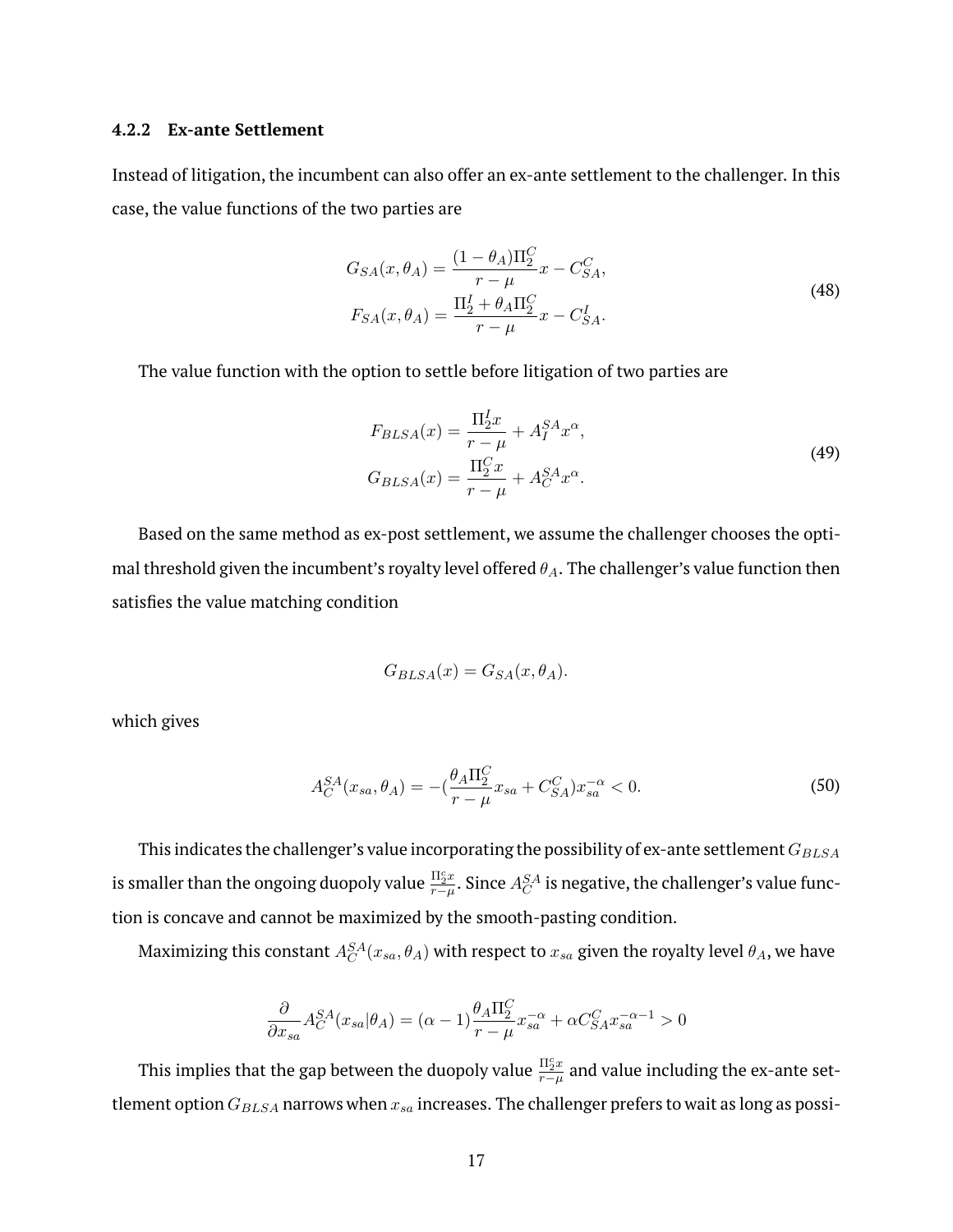### 4.2.2 Ex-ante Settlement

Instead of litigation, the incumbent can also offer an ex-ante settlement to the challenger. In this case, the value functions of the two parties are

$$
\begin{aligned}
G_{SA}(x, \theta_A) &= \frac{(1-\theta_A)\Pi_2^C}{r-\mu}x - C_{SA}^C, \\
F_{SA}(x, \theta_A) &= \frac{\Pi_2^I + \theta_A \Pi_2^C}{r-\mu}x - C_{SA}^I.
\end{aligned}
\tag{48}
$$

The value function with the option to settle before litigation of two parties are

$$
\begin{aligned}
F_{BLSA}(x) &= \frac{\Pi_2^I x}{r-\mu} + A_I^{SA} x^{\alpha}, \\
G_{BLSA}(x) &= \frac{\Pi_2^C x}{r-\mu} + A_C^{SA} x^{\alpha}.
\end{aligned}
\tag{49}
$$

Based on the same method as ex-post settlement, we assume the challenger chooses the optimal threshold given the incumbent's royalty level offered $\theta_A$. The challenger's value function then satisfies the value matching condition

$$
G_{BLSA}(x) = G_{SA}(x, \theta_A).
$$

which gives

$$
A_C^{SA}(x_{sa}, \theta_A) = -(\frac{\theta_A \Pi_2^C}{r-\mu} x_{sa} + C_{SA}^C) x_{sa}^{-\alpha} < 0. \tag{50}
$$

This indicates the challenger's value incorporating the possibility of ex-ante settlement $G_{BLSA}$ is smaller than the ongoing duopoly value $\frac{\Pi_2^c x}{r-\mu}$. Since $A_C^{SA}$ is negative, the challenger's value function is concave and cannot be maximized by the smooth-pasting condition.

Maximizing this constant $A_C^{SA}(x_{sa}, \theta_A)$ with respect to $x_{sa}$ given the royalty level $\theta_A$, we have

$$
\frac{\partial}{\partial x_{sa}} A_C^{SA}(x_{sa}|\theta_A) = (\alpha - 1)\frac{\theta_A \Pi_2^C}{r-\mu} x_{sa}^{-\alpha} + \alpha C_{SA}^C x_{sa}^{-\alpha-1} > 0
$$

This implies that the gap between the duopoly value $\frac{\Pi_2^c x}{r-\mu}$ and value including the ex-ante settlement option $G_{BLSA}$ narrows when $x_{sa}$ increases. The challenger prefers to wait as long as possi-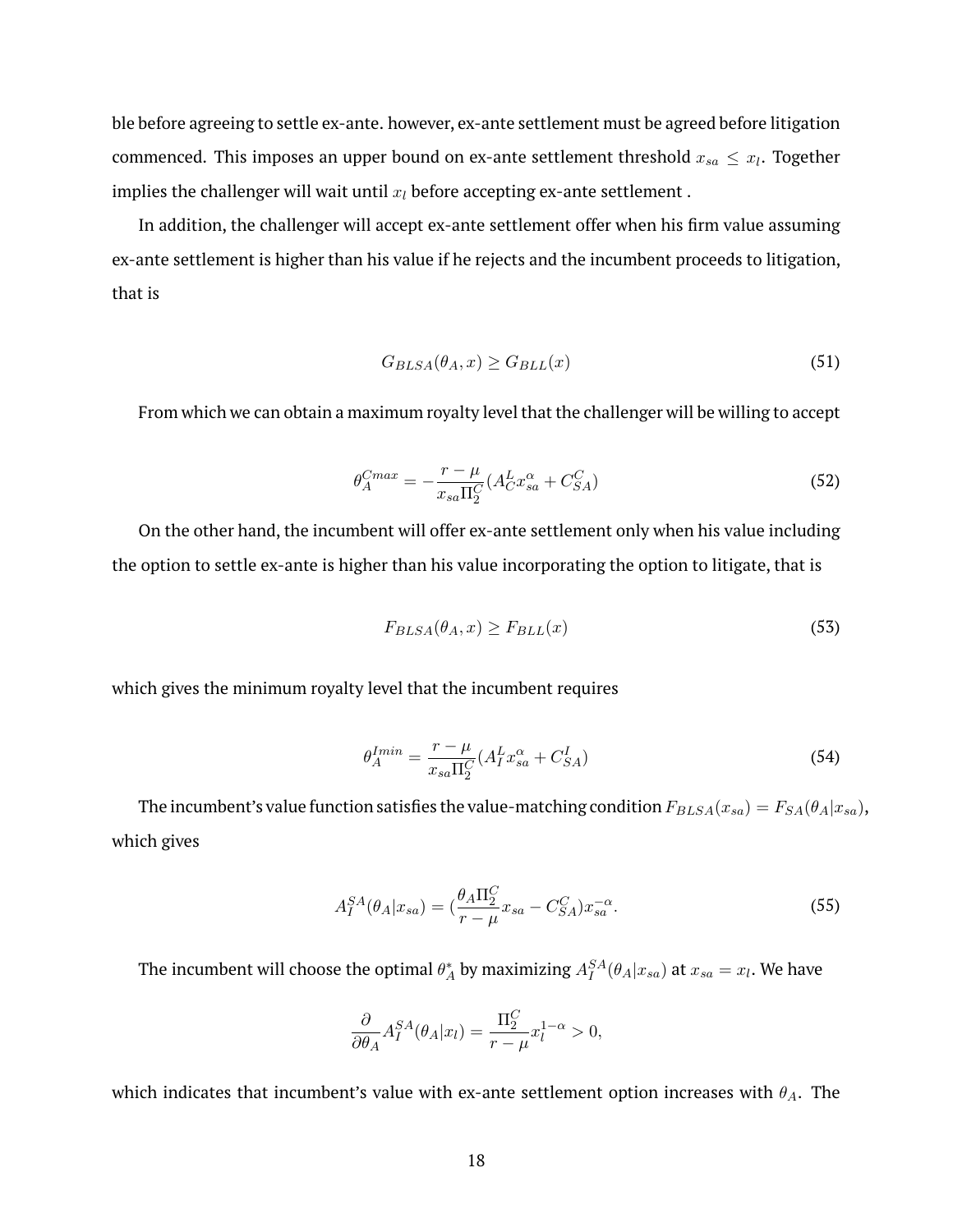ble before agreeing to settle ex-ante. however, ex-ante settlement must be agreed before litigation commenced. This imposes an upper bound on ex-ante settlement threshold $x_{sa} \leq x_l$. Together implies the challenger will wait until $x_l$ before accepting ex-ante settlement .

In addition, the challenger will accept ex-ante settlement offer when his firm value assuming ex-ante settlement is higher than his value if he rejects and the incumbent proceeds to litigation, that is

$$G_{BLSA}(\theta_A, x) \geq G_{BLL}(x) \tag{51}$$

From which we can obtain a maximum royalty level that the challenger will be willing to accept

$$\theta_A^{Cmax} = -\frac{r-\mu}{x_{sa}\Pi_2^C}(A_C^L x_{sa}^\alpha + C_{SA}^C) \tag{52}$$

On the other hand, the incumbent will offer ex-ante settlement only when his value including the option to settle ex-ante is higher than his value incorporating the option to litigate, that is

$$F_{BLSA}(\theta_A, x) \geq F_{BLL}(x) \tag{53}$$

which gives the minimum royalty level that the incumbent requires

$$\theta_A^{Imin} = \frac{r-\mu}{x_{sa}\Pi_2^C}(A_I^L x_{sa}^\alpha + C_{SA}^I) \tag{54}$$

The incumbent's value function satisfies the value-matching condition $F_{BLSA}(x_{sa}) = F_{SA}(\theta_A|x_{sa})$, which gives

$$A_I^{SA}(\theta_A|x_{sa}) = (\frac{\theta_A \Pi_2^C}{r-\mu}x_{sa} - C_{SA}^C)x_{sa}^{-\alpha}. \tag{55}$$

The incumbent will choose the optimal $\theta_A^*$ by maximizing $A_I^{SA}(\theta_A|x_{sa})$ at $x_{sa} = x_l$. We have

$$\frac{\partial}{\partial \theta_A} A_I^{SA}(\theta_A|x_l) = \frac{\Pi_2^C}{r-\mu}x_l^{1-\alpha} > 0,$$

which indicates that incumbent's value with ex-ante settlement option increases with $\theta_A$. The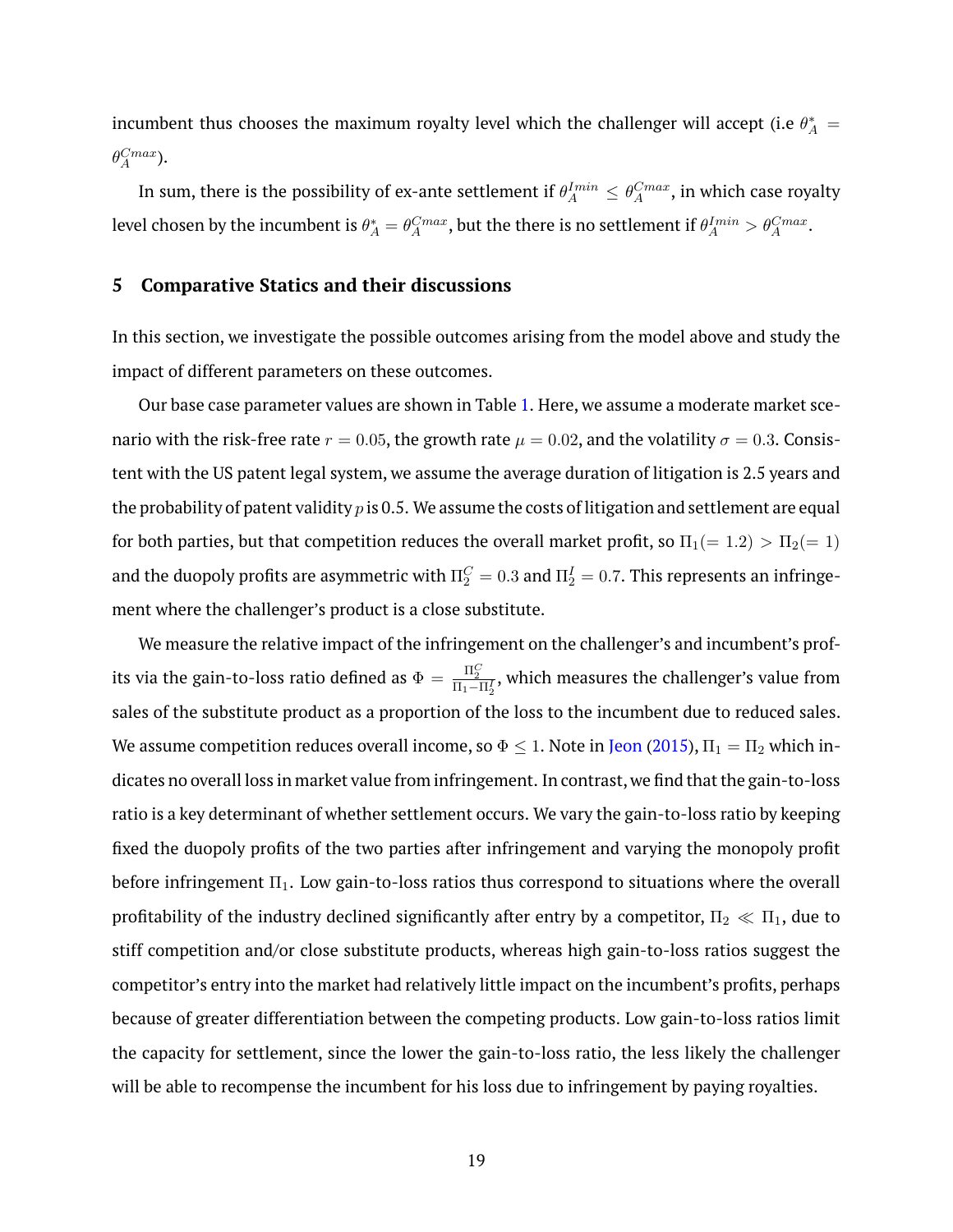incumbent thus chooses the maximum royalty level which the challenger will accept (i.e $\theta_A^* = \theta_A^{Cmax}$).

In sum, there is the possibility of ex-ante settlement if $\theta_A^{Imin} \leq \theta_A^{Cmax}$, in which case royalty level chosen by the incumbent is $\theta_A^* = \theta_A^{Cmax}$, but the there is no settlement if $\theta_A^{Imin} > \theta_A^{Cmax}$.

## 5 Comparative Statics and their discussions

In this section, we investigate the possible outcomes arising from the model above and study the impact of different parameters on these outcomes.

Our base case parameter values are shown in Table 1. Here, we assume a moderate market scenario with the risk-free rate $r = 0.05$, the growth rate $\mu = 0.02$, and the volatility $\sigma = 0.3$. Consistent with the US patent legal system, we assume the average duration of litigation is 2.5 years and the probability of patent validity $p$ is 0.5. We assume the costs of litigation and settlement are equal for both parties, but that competition reduces the overall market profit, so $\Pi_1 (= 1.2) > \Pi_2 (= 1)$ and the duopoly profits are asymmetric with $\Pi_2^C = 0.3$ and $\Pi_2^I = 0.7$. This represents an infringement where the challenger's product is a close substitute.

We measure the relative impact of the infringement on the challenger's and incumbent's profits via the gain-to-loss ratio defined as $\Phi = \frac{\Pi_2^C}{\Pi_1 - \Pi_2^I}$, which measures the challenger's value from sales of the substitute product as a proportion of the loss to the incumbent due to reduced sales. We assume competition reduces overall income, so $\Phi \leq 1$. Note in Jeon (2015), $\Pi_1 = \Pi_2$ which indicates no overall loss in market value from infringement. In contrast, we find that the gain-to-loss ratio is a key determinant of whether settlement occurs. We vary the gain-to-loss ratio by keeping fixed the duopoly profits of the two parties after infringement and varying the monopoly profit before infringement $\Pi_1$. Low gain-to-loss ratios thus correspond to situations where the overall profitability of the industry declined significantly after entry by a competitor, $\Pi_2 \ll \Pi_1$, due to stiff competition and/or close substitute products, whereas high gain-to-loss ratios suggest the competitor's entry into the market had relatively little impact on the incumbent's profits, perhaps because of greater differentiation between the competing products. Low gain-to-loss ratios limit the capacity for settlement, since the lower the gain-to-loss ratio, the less likely the challenger will be able to recompense the incumbent for his loss due to infringement by paying royalties.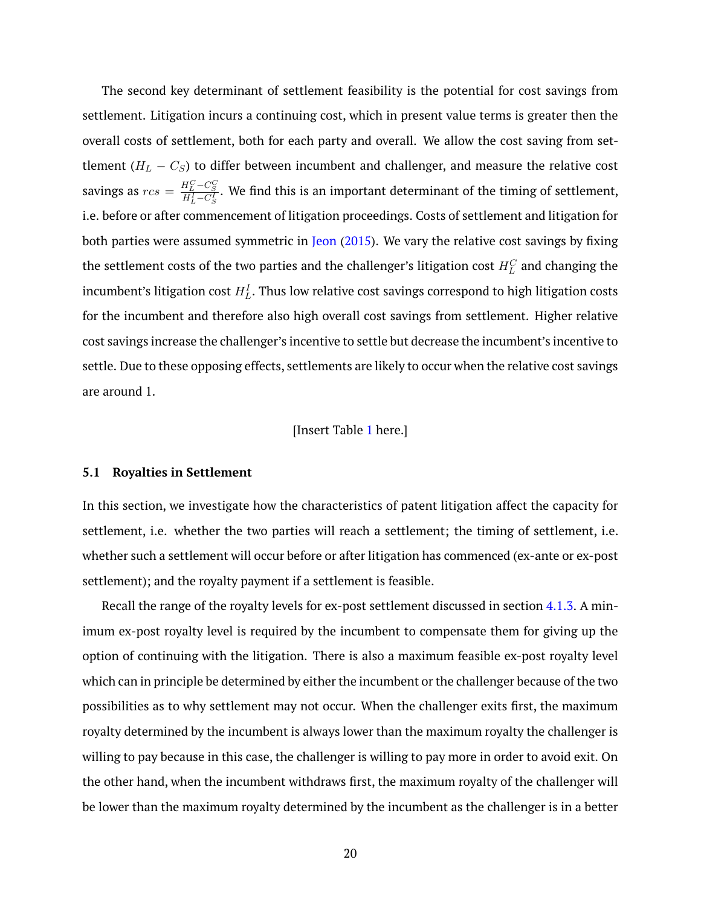The second key determinant of settlement feasibility is the potential for cost savings from settlement. Litigation incurs a continuing cost, which in present value terms is greater then the overall costs of settlement, both for each party and overall. We allow the cost saving from settlement ($H_L - C_S$) to differ between incumbent and challenger, and measure the relative cost savings as $rcs = \frac{H_L^C - C_S^C}{H_L^I - C_S^I}$. We find this is an important determinant of the timing of settlement, i.e. before or after commencement of litigation proceedings. Costs of settlement and litigation for both parties were assumed symmetric in Jeon (2015). We vary the relative cost savings by fixing the settlement costs of the two parties and the challenger's litigation cost $H_L^C$ and changing the incumbent's litigation cost $H_L^I$. Thus low relative cost savings correspond to high litigation costs for the incumbent and therefore also high overall cost savings from settlement. Higher relative cost savings increase the challenger's incentive to settle but decrease the incumbent's incentive to settle. Due to these opposing effects, settlements are likely to occur when the relative cost savings are around 1.

[Insert Table 1 here.]

### 5.1 Royalties in Settlement

In this section, we investigate how the characteristics of patent litigation affect the capacity for settlement, i.e. whether the two parties will reach a settlement; the timing of settlement, i.e. whether such a settlement will occur before or after litigation has commenced (ex-ante or ex-post settlement); and the royalty payment if a settlement is feasible.

Recall the range of the royalty levels for ex-post settlement discussed in section 4.1.3. A minimum ex-post royalty level is required by the incumbent to compensate them for giving up the option of continuing with the litigation. There is also a maximum feasible ex-post royalty level which can in principle be determined by either the incumbent or the challenger because of the two possibilities as to why settlement may not occur. When the challenger exits first, the maximum royalty determined by the incumbent is always lower than the maximum royalty the challenger is willing to pay because in this case, the challenger is willing to pay more in order to avoid exit. On the other hand, when the incumbent withdraws first, the maximum royalty of the challenger will be lower than the maximum royalty determined by the incumbent as the challenger is in a better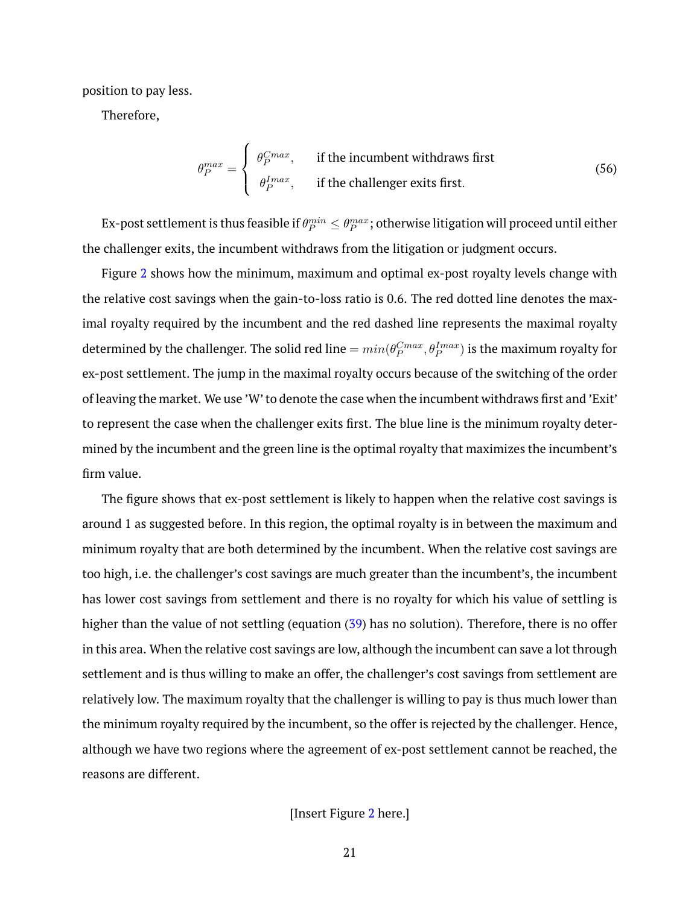position to pay less.

Therefore,

$$\theta_P^{max} = \begin{cases} \theta_P^{Cmax}, & \text{if the incumbent withdraws first} \\ \theta_P^{Imax}, & \text{if the challenger exits first.} \end{cases} \tag{56}$$

Ex-post settlement is thus feasible if $\theta_P^{min} \leq \theta_P^{max}$; otherwise litigation will proceed until either the challenger exits, the incumbent withdraws from the litigation or judgment occurs.

Figure 2 shows how the minimum, maximum and optimal ex-post royalty levels change with the relative cost savings when the gain-to-loss ratio is 0.6. The red dotted line denotes the maximal royalty required by the incumbent and the red dashed line represents the maximal royalty determined by the challenger. The solid red line $= min(\theta_P^{Cmax}, \theta_P^{Imax})$ is the maximum royalty for ex-post settlement. The jump in the maximal royalty occurs because of the switching of the order of leaving the market. We use 'W' to denote the case when the incumbent withdraws first and 'Exit' to represent the case when the challenger exits first. The blue line is the minimum royalty determined by the incumbent and the green line is the optimal royalty that maximizes the incumbent's firm value.

The figure shows that ex-post settlement is likely to happen when the relative cost savings is around 1 as suggested before. In this region, the optimal royalty is in between the maximum and minimum royalty that are both determined by the incumbent. When the relative cost savings are too high, i.e. the challenger's cost savings are much greater than the incumbent's, the incumbent has lower cost savings from settlement and there is no royalty for which his value of settling is higher than the value of not settling (equation (39) has no solution). Therefore, there is no offer in this area. When the relative cost savings are low, although the incumbent can save a lot through settlement and is thus willing to make an offer, the challenger's cost savings from settlement are relatively low. The maximum royalty that the challenger is willing to pay is thus much lower than the minimum royalty required by the incumbent, so the offer is rejected by the challenger. Hence, although we have two regions where the agreement of ex-post settlement cannot be reached, the reasons are different.

[Insert Figure 2 here.]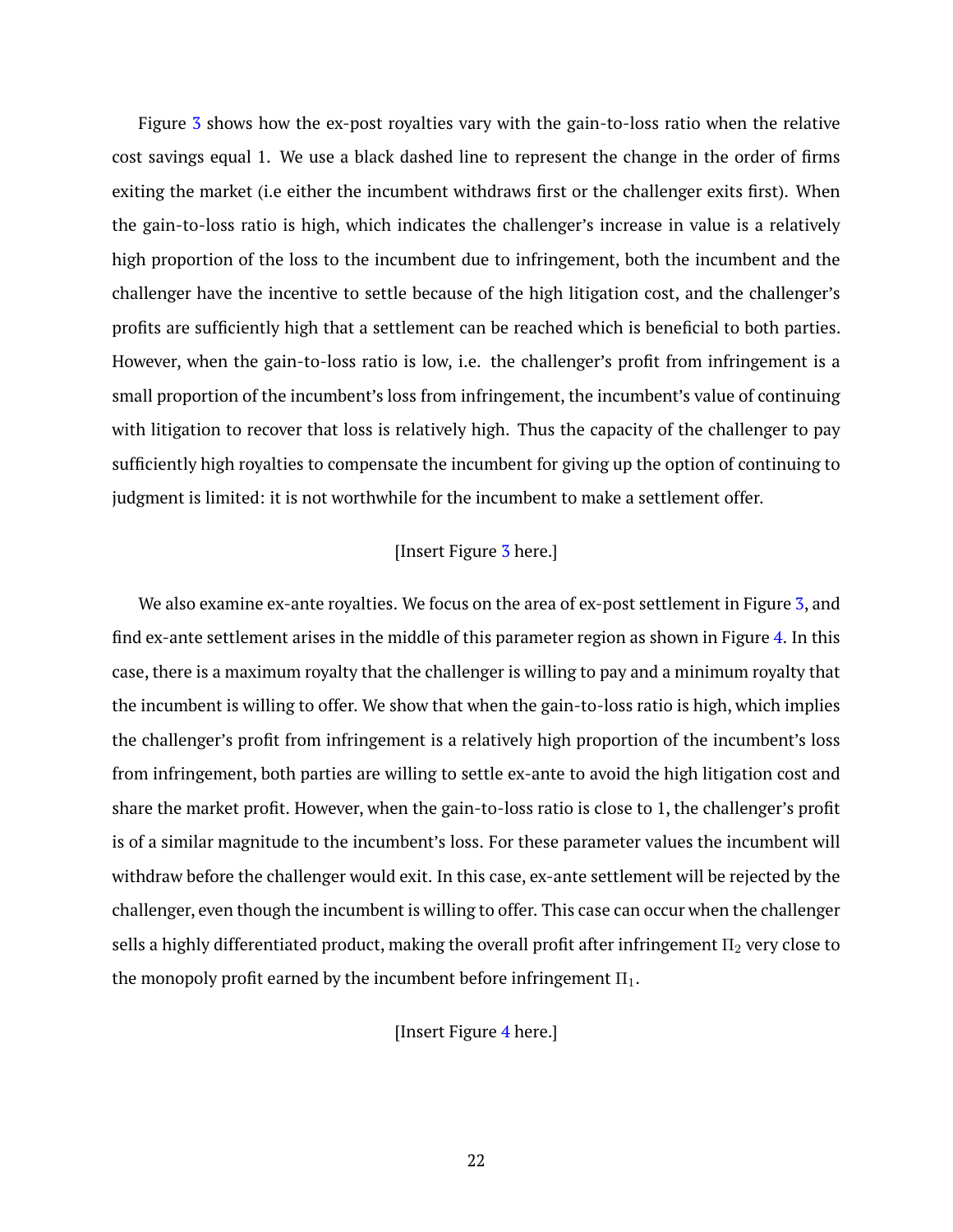Figure 3 shows how the ex-post royalties vary with the gain-to-loss ratio when the relative cost savings equal 1. We use a black dashed line to represent the change in the order of firms exiting the market (i.e either the incumbent withdraws first or the challenger exits first). When the gain-to-loss ratio is high, which indicates the challenger's increase in value is a relatively high proportion of the loss to the incumbent due to infringement, both the incumbent and the challenger have the incentive to settle because of the high litigation cost, and the challenger's profits are sufficiently high that a settlement can be reached which is beneficial to both parties. However, when the gain-to-loss ratio is low, i.e. the challenger's profit from infringement is a small proportion of the incumbent's loss from infringement, the incumbent's value of continuing with litigation to recover that loss is relatively high. Thus the capacity of the challenger to pay sufficiently high royalties to compensate the incumbent for giving up the option of continuing to judgment is limited: it is not worthwhile for the incumbent to make a settlement offer.

[Insert Figure 3 here.]

We also examine ex-ante royalties. We focus on the area of ex-post settlement in Figure 3, and find ex-ante settlement arises in the middle of this parameter region as shown in Figure 4. In this case, there is a maximum royalty that the challenger is willing to pay and a minimum royalty that the incumbent is willing to offer. We show that when the gain-to-loss ratio is high, which implies the challenger's profit from infringement is a relatively high proportion of the incumbent's loss from infringement, both parties are willing to settle ex-ante to avoid the high litigation cost and share the market profit. However, when the gain-to-loss ratio is close to 1, the challenger's profit is of a similar magnitude to the incumbent's loss. For these parameter values the incumbent will withdraw before the challenger would exit. In this case, ex-ante settlement will be rejected by the challenger, even though the incumbent is willing to offer. This case can occur when the challenger sells a highly differentiated product, making the overall profit after infringement $\Pi_2$ very close to the monopoly profit earned by the incumbent before infringement $\Pi_1$.

[Insert Figure 4 here.]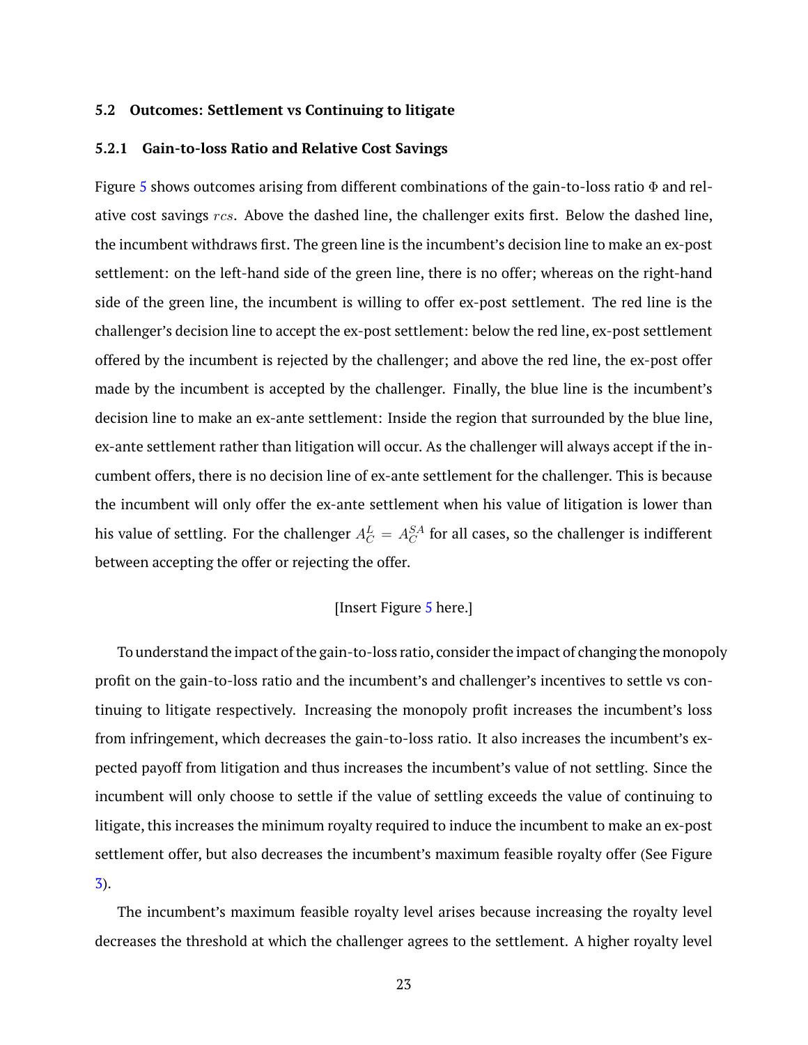### 5.2 Outcomes: Settlement vs Continuing to litigate

#### 5.2.1 Gain-to-loss Ratio and Relative Cost Savings

Figure 5 shows outcomes arising from different combinations of the gain-to-loss ratio $\Phi$ and relative cost savings $rcs$. Above the dashed line, the challenger exits first. Below the dashed line, the incumbent withdraws first. The green line is the incumbent's decision line to make an ex-post settlement: on the left-hand side of the green line, there is no offer; whereas on the right-hand side of the green line, the incumbent is willing to offer ex-post settlement. The red line is the challenger's decision line to accept the ex-post settlement: below the red line, ex-post settlement offered by the incumbent is rejected by the challenger; and above the red line, the ex-post offer made by the incumbent is accepted by the challenger. Finally, the blue line is the incumbent's decision line to make an ex-ante settlement: Inside the region that surrounded by the blue line, ex-ante settlement rather than litigation will occur. As the challenger will always accept if the incumbent offers, there is no decision line of ex-ante settlement for the challenger. This is because the incumbent will only offer the ex-ante settlement when his value of litigation is lower than his value of settling. For the challenger $A_C^L = A_C^{SA}$ for all cases, so the challenger is indifferent between accepting the offer or rejecting the offer.

[Insert Figure 5 here.]

To understand the impact of the gain-to-loss ratio, consider the impact of changing the monopoly profit on the gain-to-loss ratio and the incumbent's and challenger's incentives to settle vs continuing to litigate respectively. Increasing the monopoly profit increases the incumbent's loss from infringement, which decreases the gain-to-loss ratio. It also increases the incumbent's expected payoff from litigation and thus increases the incumbent's value of not settling. Since the incumbent will only choose to settle if the value of settling exceeds the value of continuing to litigate, this increases the minimum royalty required to induce the incumbent to make an ex-post settlement offer, but also decreases the incumbent's maximum feasible royalty offer (See Figure 3).

The incumbent's maximum feasible royalty level arises because increasing the royalty level decreases the threshold at which the challenger agrees to the settlement. A higher royalty level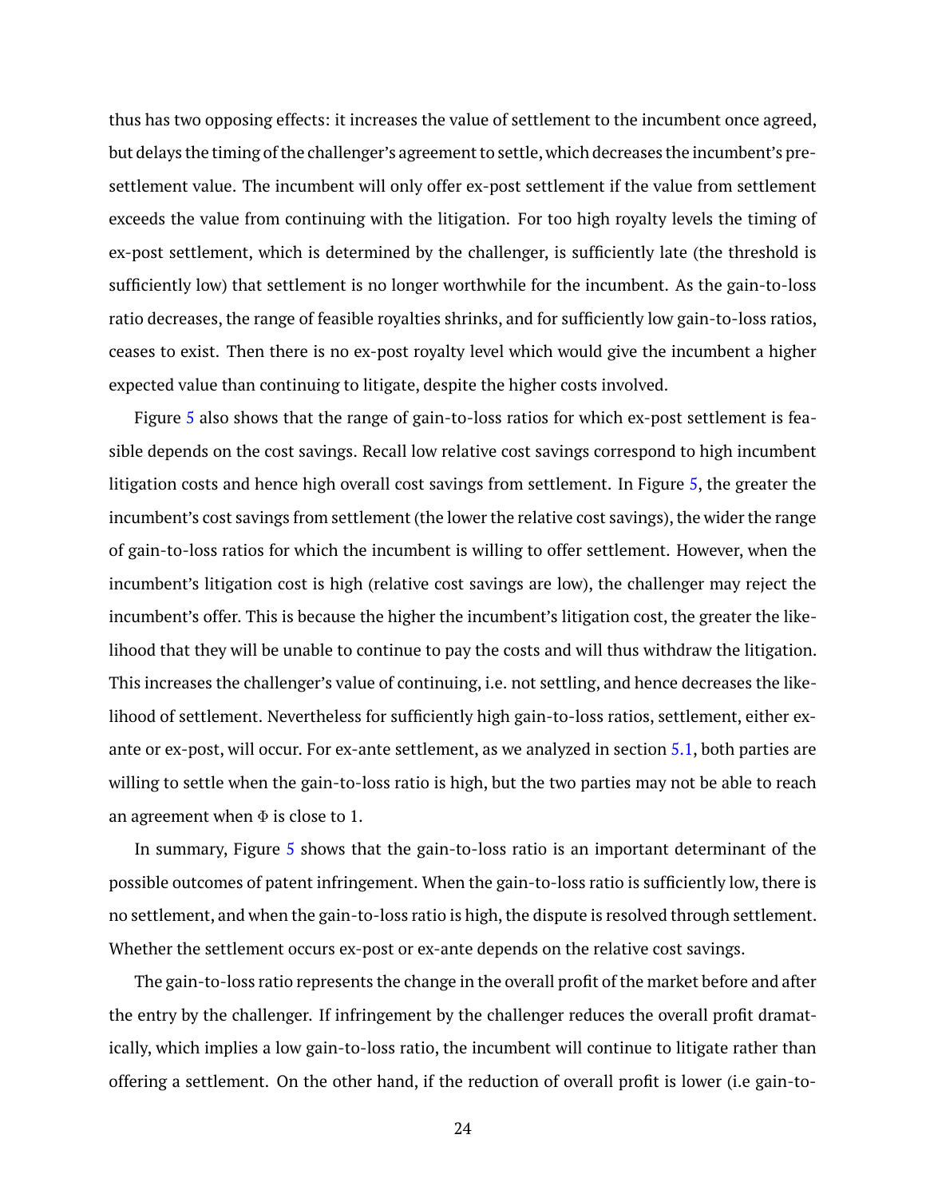thus has two opposing effects: it increases the value of settlement to the incumbent once agreed, but delays the timing of the challenger's agreement to settle, which decreases the incumbent's pre-settlement value. The incumbent will only offer ex-post settlement if the value from settlement exceeds the value from continuing with the litigation. For too high royalty levels the timing of ex-post settlement, which is determined by the challenger, is sufficiently late (the threshold is sufficiently low) that settlement is no longer worthwhile for the incumbent. As the gain-to-loss ratio decreases, the range of feasible royalties shrinks, and for sufficiently low gain-to-loss ratios, ceases to exist. Then there is no ex-post royalty level which would give the incumbent a higher expected value than continuing to litigate, despite the higher costs involved.

Figure 5 also shows that the range of gain-to-loss ratios for which ex-post settlement is feasible depends on the cost savings. Recall low relative cost savings correspond to high incumbent litigation costs and hence high overall cost savings from settlement. In Figure 5, the greater the incumbent's cost savings from settlement (the lower the relative cost savings), the wider the range of gain-to-loss ratios for which the incumbent is willing to offer settlement. However, when the incumbent's litigation cost is high (relative cost savings are low), the challenger may reject the incumbent's offer. This is because the higher the incumbent's litigation cost, the greater the likelihood that they will be unable to continue to pay the costs and will thus withdraw the litigation. This increases the challenger's value of continuing, i.e. not settling, and hence decreases the likelihood of settlement. Nevertheless for sufficiently high gain-to-loss ratios, settlement, either ex-ante or ex-post, will occur. For ex-ante settlement, as we analyzed in section 5.1, both parties are willing to settle when the gain-to-loss ratio is high, but the two parties may not be able to reach an agreement when $\Phi$ is close to 1.

In summary, Figure 5 shows that the gain-to-loss ratio is an important determinant of the possible outcomes of patent infringement. When the gain-to-loss ratio is sufficiently low, there is no settlement, and when the gain-to-loss ratio is high, the dispute is resolved through settlement. Whether the settlement occurs ex-post or ex-ante depends on the relative cost savings.

The gain-to-loss ratio represents the change in the overall profit of the market before and after the entry by the challenger. If infringement by the challenger reduces the overall profit dramatically, which implies a low gain-to-loss ratio, the incumbent will continue to litigate rather than offering a settlement. On the other hand, if the reduction of overall profit is lower (i.e gain-to-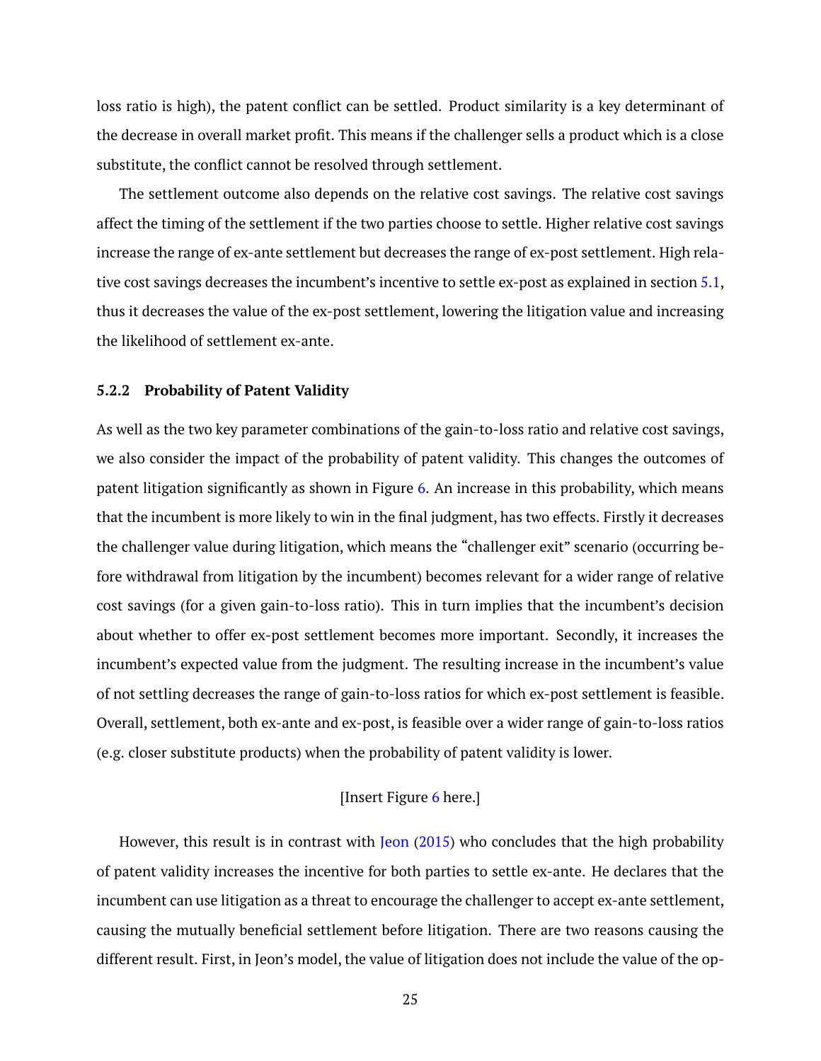loss ratio is high), the patent conflict can be settled. Product similarity is a key determinant of the decrease in overall market profit. This means if the challenger sells a product which is a close substitute, the conflict cannot be resolved through settlement.

The settlement outcome also depends on the relative cost savings. The relative cost savings affect the timing of the settlement if the two parties choose to settle. Higher relative cost savings increase the range of ex-ante settlement but decreases the range of ex-post settlement. High relative cost savings decreases the incumbent's incentive to settle ex-post as explained in section 5.1, thus it decreases the value of the ex-post settlement, lowering the litigation value and increasing the likelihood of settlement ex-ante.

### 5.2.2 Probability of Patent Validity

As well as the two key parameter combinations of the gain-to-loss ratio and relative cost savings, we also consider the impact of the probability of patent validity. This changes the outcomes of patent litigation significantly as shown in Figure 6. An increase in this probability, which means that the incumbent is more likely to win in the final judgment, has two effects. Firstly it decreases the challenger value during litigation, which means the "challenger exit" scenario (occurring before withdrawal from litigation by the incumbent) becomes relevant for a wider range of relative cost savings (for a given gain-to-loss ratio). This in turn implies that the incumbent's decision about whether to offer ex-post settlement becomes more important. Secondly, it increases the incumbent's expected value from the judgment. The resulting increase in the incumbent's value of not settling decreases the range of gain-to-loss ratios for which ex-post settlement is feasible. Overall, settlement, both ex-ante and ex-post, is feasible over a wider range of gain-to-loss ratios (e.g. closer substitute products) when the probability of patent validity is lower.

[Insert Figure 6 here.]

However, this result is in contrast with Jeon (2015) who concludes that the high probability of patent validity increases the incentive for both parties to settle ex-ante. He declares that the incumbent can use litigation as a threat to encourage the challenger to accept ex-ante settlement, causing the mutually beneficial settlement before litigation. There are two reasons causing the different result. First, in Jeon's model, the value of litigation does not include the value of the op-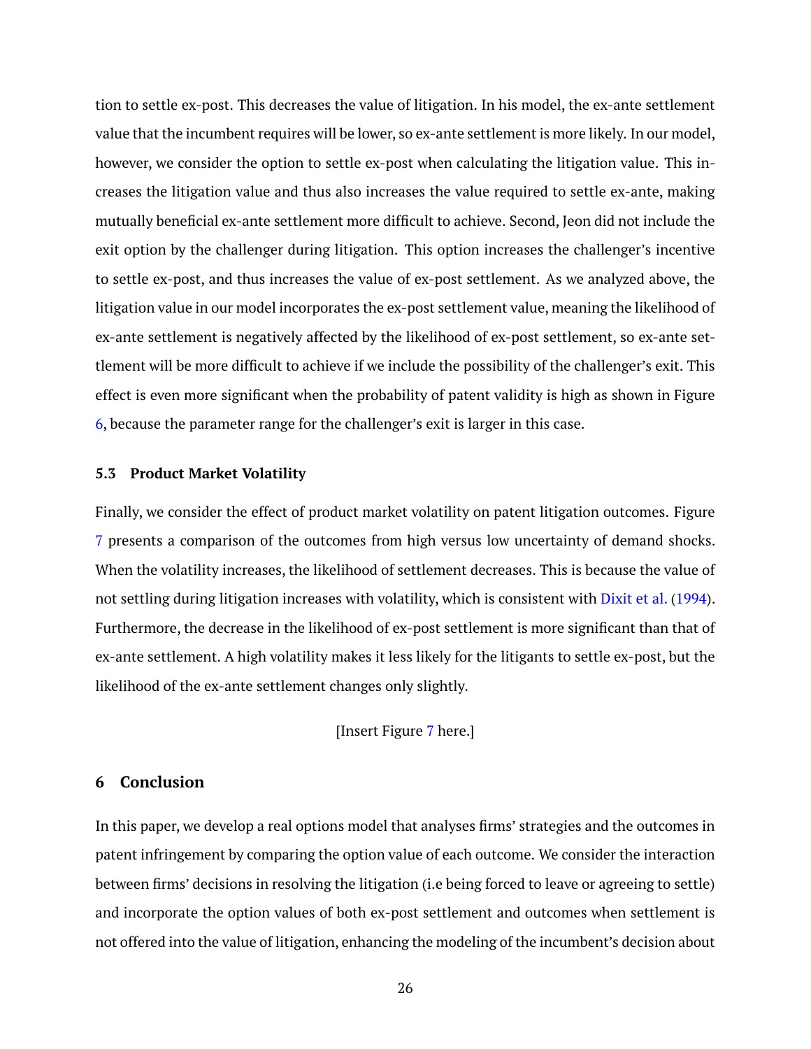tion to settle ex-post. This decreases the value of litigation. In his model, the ex-ante settlement value that the incumbent requires will be lower, so ex-ante settlement is more likely. In our model, however, we consider the option to settle ex-post when calculating the litigation value. This increases the litigation value and thus also increases the value required to settle ex-ante, making mutually beneficial ex-ante settlement more difficult to achieve. Second, Jeon did not include the exit option by the challenger during litigation. This option increases the challenger's incentive to settle ex-post, and thus increases the value of ex-post settlement. As we analyzed above, the litigation value in our model incorporates the ex-post settlement value, meaning the likelihood of ex-ante settlement is negatively affected by the likelihood of ex-post settlement, so ex-ante settlement will be more difficult to achieve if we include the possibility of the challenger's exit. This effect is even more significant when the probability of patent validity is high as shown in Figure 6, because the parameter range for the challenger's exit is larger in this case.

### 5.3 Product Market Volatility

Finally, we consider the effect of product market volatility on patent litigation outcomes. Figure 7 presents a comparison of the outcomes from high versus low uncertainty of demand shocks. When the volatility increases, the likelihood of settlement decreases. This is because the value of not settling during litigation increases with volatility, which is consistent with Dixit et al. (1994). Furthermore, the decrease in the likelihood of ex-post settlement is more significant than that of ex-ante settlement. A high volatility makes it less likely for the litigants to settle ex-post, but the likelihood of the ex-ante settlement changes only slightly.

[Insert Figure 7 here.]

## 6 Conclusion

In this paper, we develop a real options model that analyses firms' strategies and the outcomes in patent infringement by comparing the option value of each outcome. We consider the interaction between firms' decisions in resolving the litigation (i.e being forced to leave or agreeing to settle) and incorporate the option values of both ex-post settlement and outcomes when settlement is not offered into the value of litigation, enhancing the modeling of the incumbent's decision about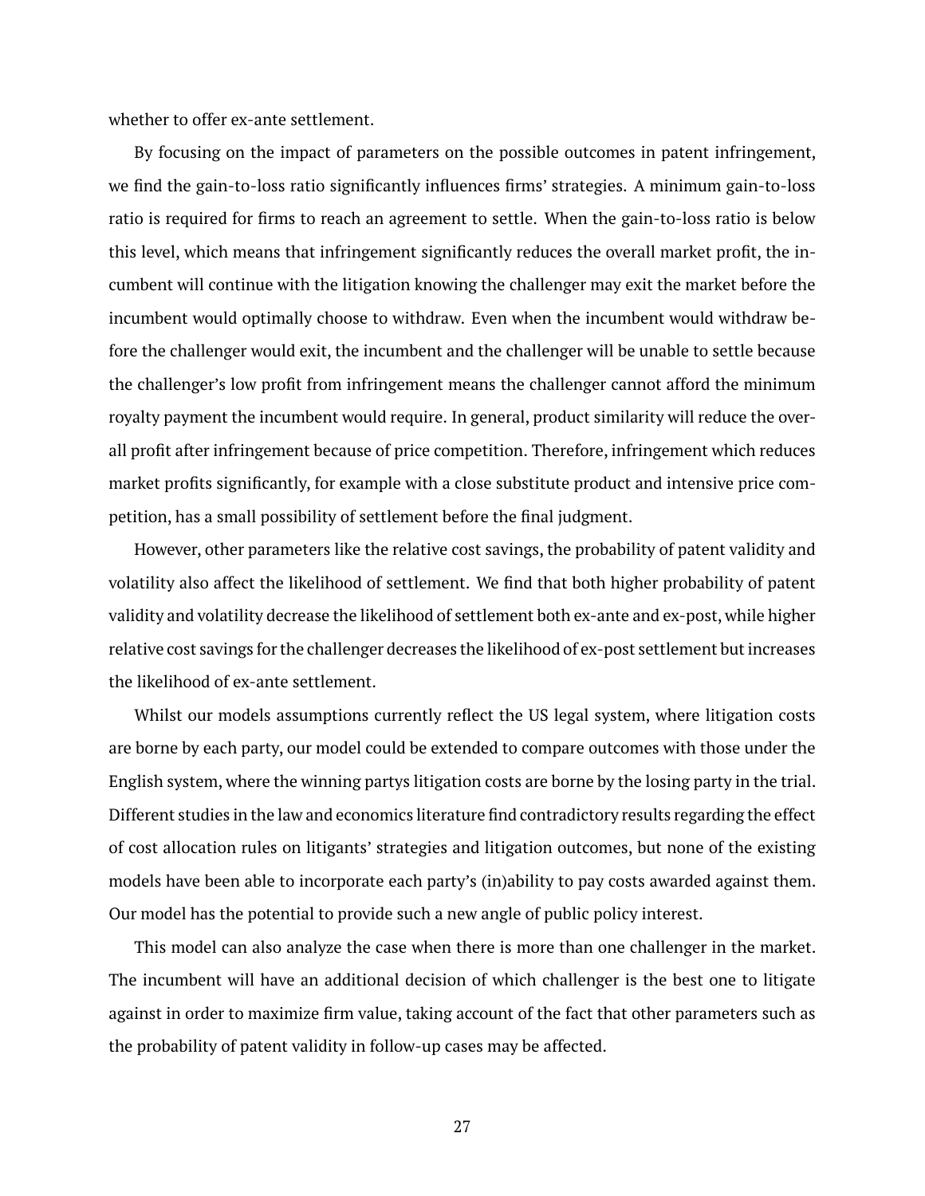whether to offer ex-ante settlement.

By focusing on the impact of parameters on the possible outcomes in patent infringement, we find the gain-to-loss ratio significantly influences firms' strategies. A minimum gain-to-loss ratio is required for firms to reach an agreement to settle. When the gain-to-loss ratio is below this level, which means that infringement significantly reduces the overall market profit, the incumbent will continue with the litigation knowing the challenger may exit the market before the incumbent would optimally choose to withdraw. Even when the incumbent would withdraw before the challenger would exit, the incumbent and the challenger will be unable to settle because the challenger's low profit from infringement means the challenger cannot afford the minimum royalty payment the incumbent would require. In general, product similarity will reduce the overall profit after infringement because of price competition. Therefore, infringement which reduces market profits significantly, for example with a close substitute product and intensive price competition, has a small possibility of settlement before the final judgment.

However, other parameters like the relative cost savings, the probability of patent validity and volatility also affect the likelihood of settlement. We find that both higher probability of patent validity and volatility decrease the likelihood of settlement both ex-ante and ex-post, while higher relative cost savings for the challenger decreases the likelihood of ex-post settlement but increases the likelihood of ex-ante settlement.

Whilst our models assumptions currently reflect the US legal system, where litigation costs are borne by each party, our model could be extended to compare outcomes with those under the English system, where the winning partys litigation costs are borne by the losing party in the trial. Different studies in the law and economics literature find contradictory results regarding the effect of cost allocation rules on litigants' strategies and litigation outcomes, but none of the existing models have been able to incorporate each party's (in)ability to pay costs awarded against them. Our model has the potential to provide such a new angle of public policy interest.

This model can also analyze the case when there is more than one challenger in the market. The incumbent will have an additional decision of which challenger is the best one to litigate against in order to maximize firm value, taking account of the fact that other parameters such as the probability of patent validity in follow-up cases may be affected.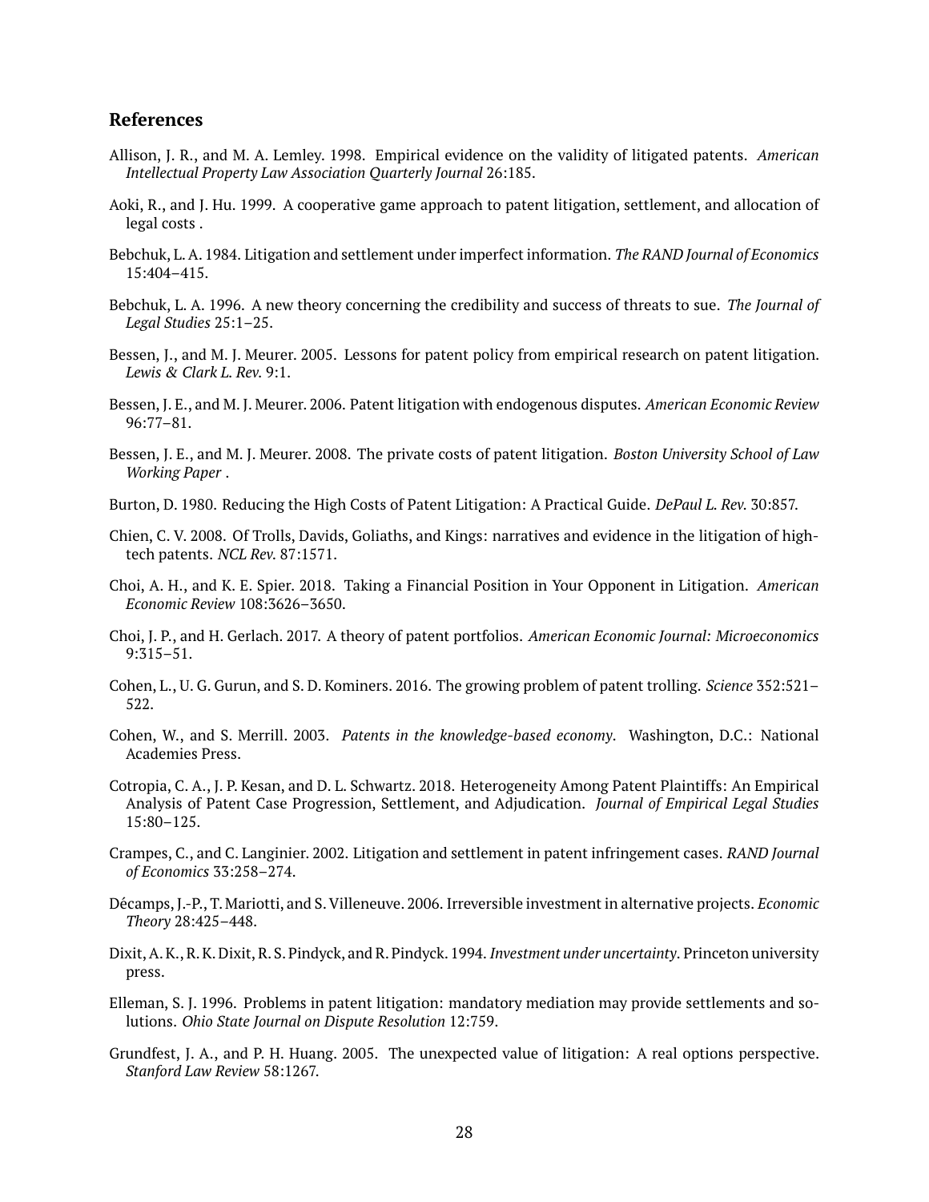## References

Allison, J. R., and M. A. Lemley. 1998. Empirical evidence on the validity of litigated patents. *American Intellectual Property Law Association Quarterly Journal* 26:185.

Aoki, R., and J. Hu. 1999. A cooperative game approach to patent litigation, settlement, and allocation of legal costs .

Bebchuk, L. A. 1984. Litigation and settlement under imperfect information. *The RAND Journal of Economics* 15:404–415.

Bebchuk, L. A. 1996. A new theory concerning the credibility and success of threats to sue. *The Journal of Legal Studies* 25:1–25.

Bessen, J., and M. J. Meurer. 2005. Lessons for patent policy from empirical research on patent litigation. *Lewis & Clark L. Rev.* 9:1.

Bessen, J. E., and M. J. Meurer. 2006. Patent litigation with endogenous disputes. *American Economic Review* 96:77–81.

Bessen, J. E., and M. J. Meurer. 2008. The private costs of patent litigation. *Boston University School of Law Working Paper* .

Burton, D. 1980. Reducing the High Costs of Patent Litigation: A Practical Guide. *DePaul L. Rev.* 30:857.

Chien, C. V. 2008. Of Trolls, Davids, Goliaths, and Kings: narratives and evidence in the litigation of high-tech patents. *NCL Rev.* 87:1571.

Choi, A. H., and K. E. Spier. 2018. Taking a Financial Position in Your Opponent in Litigation. *American Economic Review* 108:3626–3650.

Choi, J. P., and H. Gerlach. 2017. A theory of patent portfolios. *American Economic Journal: Microeconomics* 9:315–51.

Cohen, L., U. G. Gurun, and S. D. Kominers. 2016. The growing problem of patent trolling. *Science* 352:521–522.

Cohen, W., and S. Merrill. 2003. *Patents in the knowledge-based economy*. Washington, D.C.: National Academies Press.

Cotropia, C. A., J. P. Kesan, and D. L. Schwartz. 2018. Heterogeneity Among Patent Plaintiffs: An Empirical Analysis of Patent Case Progression, Settlement, and Adjudication. *Journal of Empirical Legal Studies* 15:80–125.

Crampes, C., and C. Langinier. 2002. Litigation and settlement in patent infringement cases. *RAND Journal of Economics* 33:258–274.

Décamps, J.-P., T. Mariotti, and S. Villeneuve. 2006. Irreversible investment in alternative projects. *Economic Theory* 28:425–448.

Dixit, A. K., R. K. Dixit, R. S. Pindyck, and R. Pindyck. 1994. *Investment under uncertainty*. Princeton university press.

Elleman, S. J. 1996. Problems in patent litigation: mandatory mediation may provide settlements and solutions. *Ohio State Journal on Dispute Resolution* 12:759.

Grundfest, J. A., and P. H. Huang. 2005. The unexpected value of litigation: A real options perspective. *Stanford Law Review* 58:1267.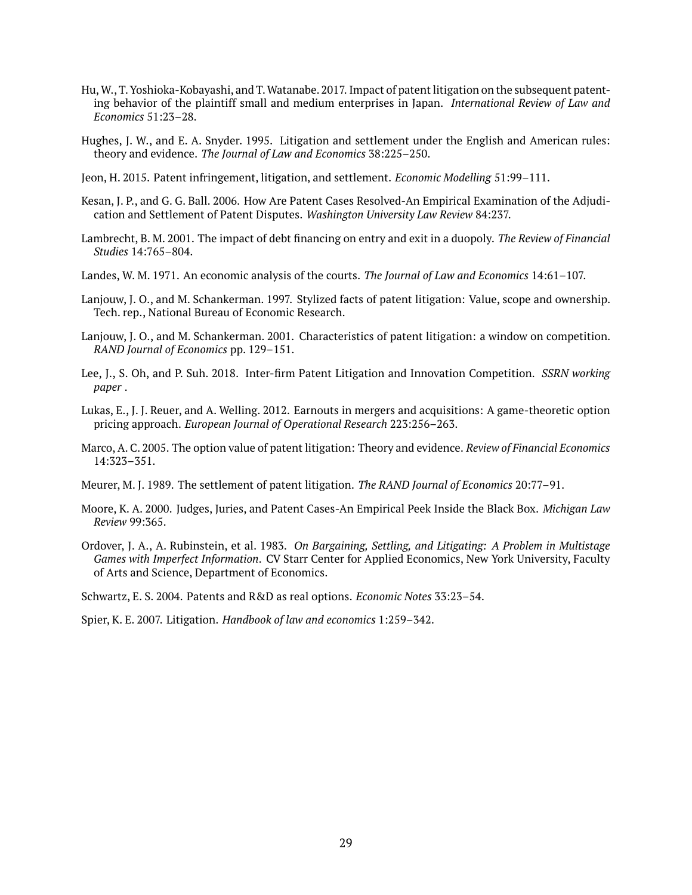Hu, W., T. Yoshioka-Kobayashi, and T. Watanabe. 2017. Impact of patent litigation on the subsequent patenting behavior of the plaintiff small and medium enterprises in Japan. *International Review of Law and Economics* 51:23–28.

Hughes, J. W., and E. A. Snyder. 1995. Litigation and settlement under the English and American rules: theory and evidence. *The Journal of Law and Economics* 38:225–250.

Jeon, H. 2015. Patent infringement, litigation, and settlement. *Economic Modelling* 51:99–111.

Kesan, J. P., and G. G. Ball. 2006. How Are Patent Cases Resolved-An Empirical Examination of the Adjudication and Settlement of Patent Disputes. *Washington University Law Review* 84:237.

Lambrecht, B. M. 2001. The impact of debt financing on entry and exit in a duopoly. *The Review of Financial Studies* 14:765–804.

Landes, W. M. 1971. An economic analysis of the courts. *The Journal of Law and Economics* 14:61–107.

Lanjouw, J. O., and M. Schankerman. 1997. Stylized facts of patent litigation: Value, scope and ownership. Tech. rep., National Bureau of Economic Research.

Lanjouw, J. O., and M. Schankerman. 2001. Characteristics of patent litigation: a window on competition. *RAND Journal of Economics* pp. 129–151.

Lee, J., S. Oh, and P. Suh. 2018. Inter-firm Patent Litigation and Innovation Competition. *SSRN working paper* .

Lukas, E., J. J. Reuer, and A. Welling. 2012. Earnouts in mergers and acquisitions: A game-theoretic option pricing approach. *European Journal of Operational Research* 223:256–263.

Marco, A. C. 2005. The option value of patent litigation: Theory and evidence. *Review of Financial Economics* 14:323–351.

Meurer, M. J. 1989. The settlement of patent litigation. *The RAND Journal of Economics* 20:77–91.

Moore, K. A. 2000. Judges, Juries, and Patent Cases-An Empirical Peek Inside the Black Box. *Michigan Law Review* 99:365.

Ordover, J. A., A. Rubinstein, et al. 1983. *On Bargaining, Settling, and Litigating: A Problem in Multistage Games with Imperfect Information*. CV Starr Center for Applied Economics, New York University, Faculty of Arts and Science, Department of Economics.

Schwartz, E. S. 2004. Patents and R&D as real options. *Economic Notes* 33:23–54.

Spier, K. E. 2007. Litigation. *Handbook of law and economics* 1:259–342.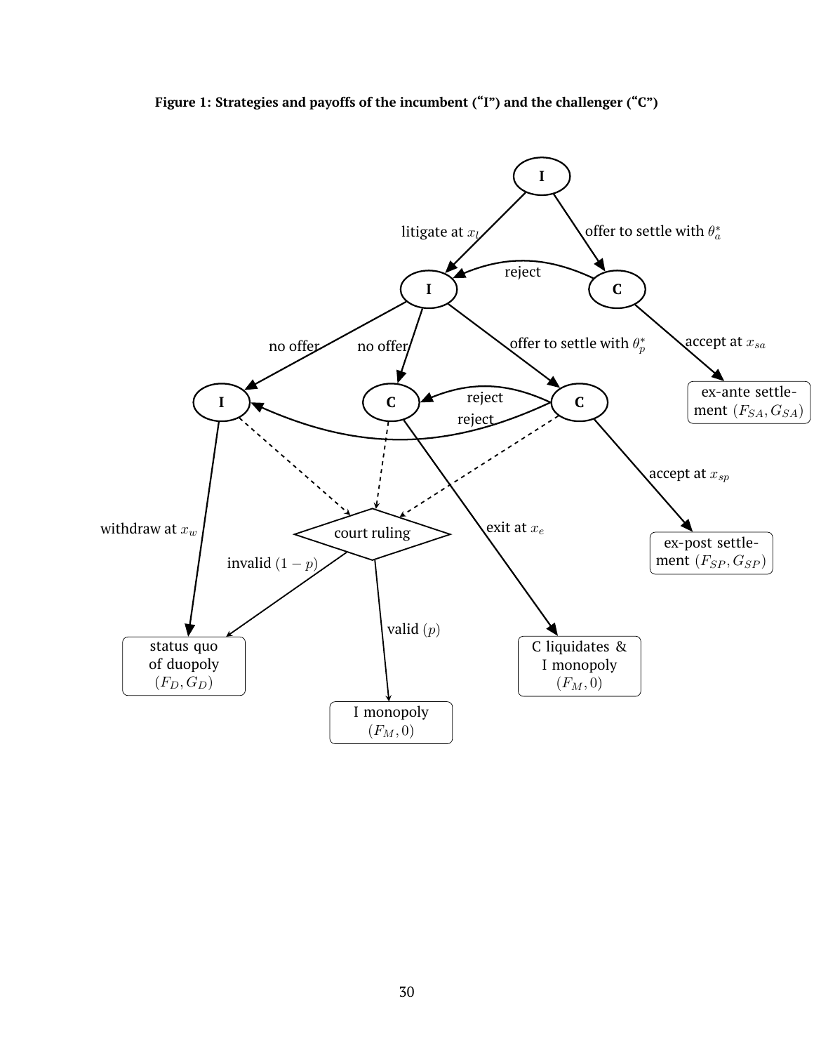**Figure 1: Strategies and payoffs of the incumbent ("I") and the challenger ("C")**

I

litigate at $x_l$

offer to settle with $\theta_a^*$

reject

I

C

accept at $x_{sa}$

ex-ante settlement $(F_{SA}, G_{SA})$

no offer

no offer

offer to settle with $\theta_p^*$

I

C

reject

reject

C

accept at $x_{sp}$

ex-post settlement $(F_{SP}, G_{SP})$

withdraw at $x_w$

court ruling

exit at $x_e$

invalid $(1-p)$

valid $(p)$

status quo of duopoly $(F_D, G_D)$

I monopoly $(F_M, 0)$

C liquidates & I monopoly $(F_M, 0)$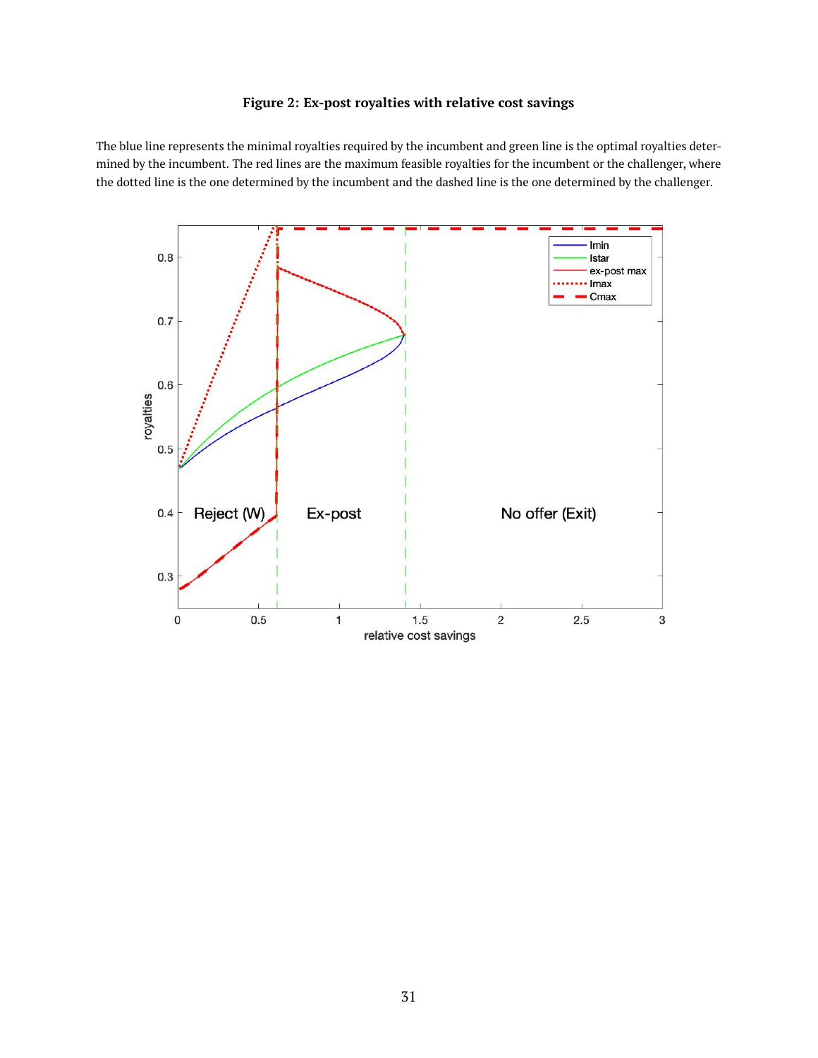**Figure 2: Ex-post royalties with relative cost savings**

The blue line represents the minimal royalties required by the incumbent and green line is the optimal royalties determined by the incumbent. The red lines are the maximum feasible royalties for the incumbent or the challenger, where the dotted line is the one determined by the incumbent and the dashed line is the one determined by the challenger.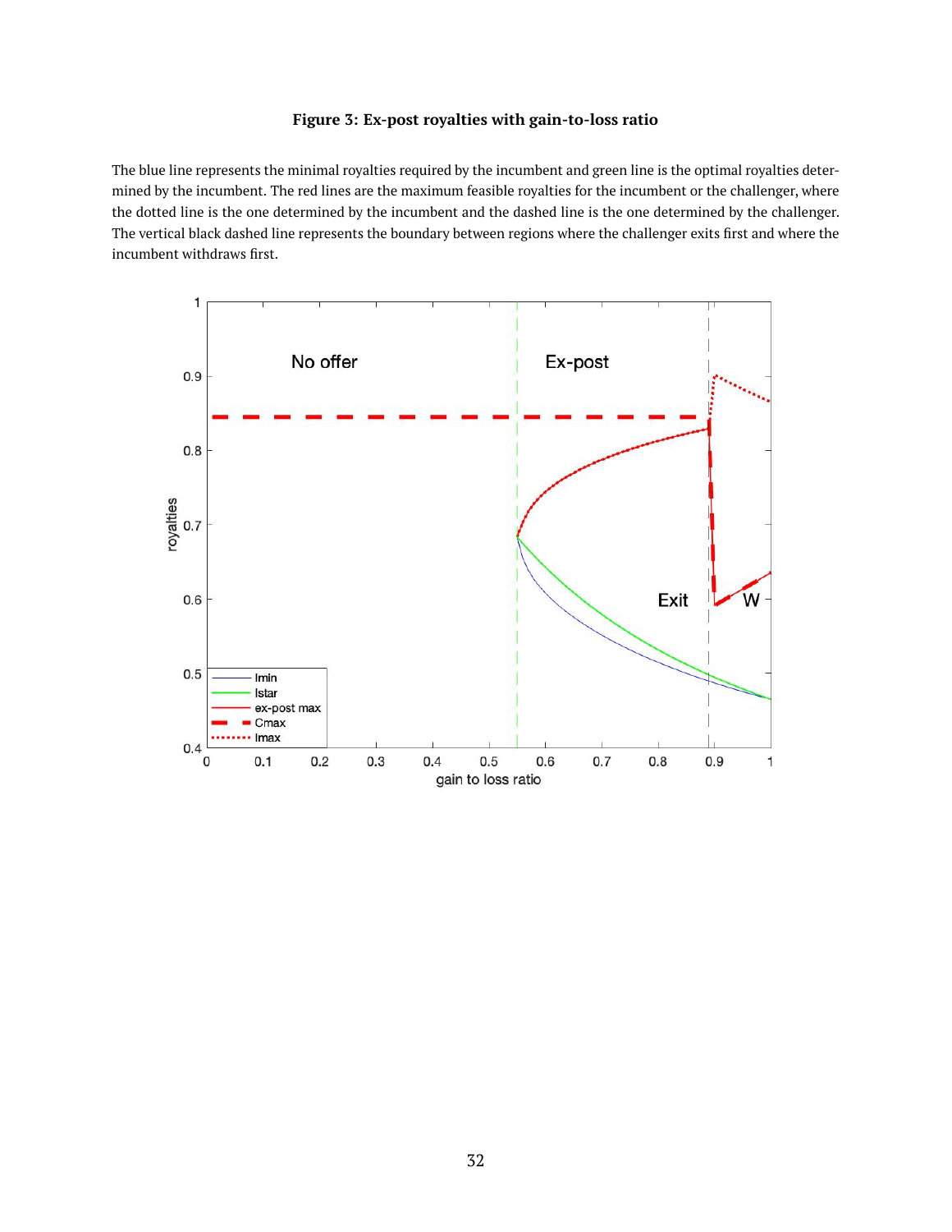**Figure 3: Ex-post royalties with gain-to-loss ratio**

The blue line represents the minimal royalties required by the incumbent and green line is the optimal royalties determined by the incumbent. The red lines are the maximum feasible royalties for the incumbent or the challenger, where the dotted line is the one determined by the incumbent and the dashed line is the one determined by the challenger. The vertical black dashed line represents the boundary between regions where the challenger exits first and where the incumbent withdraws first.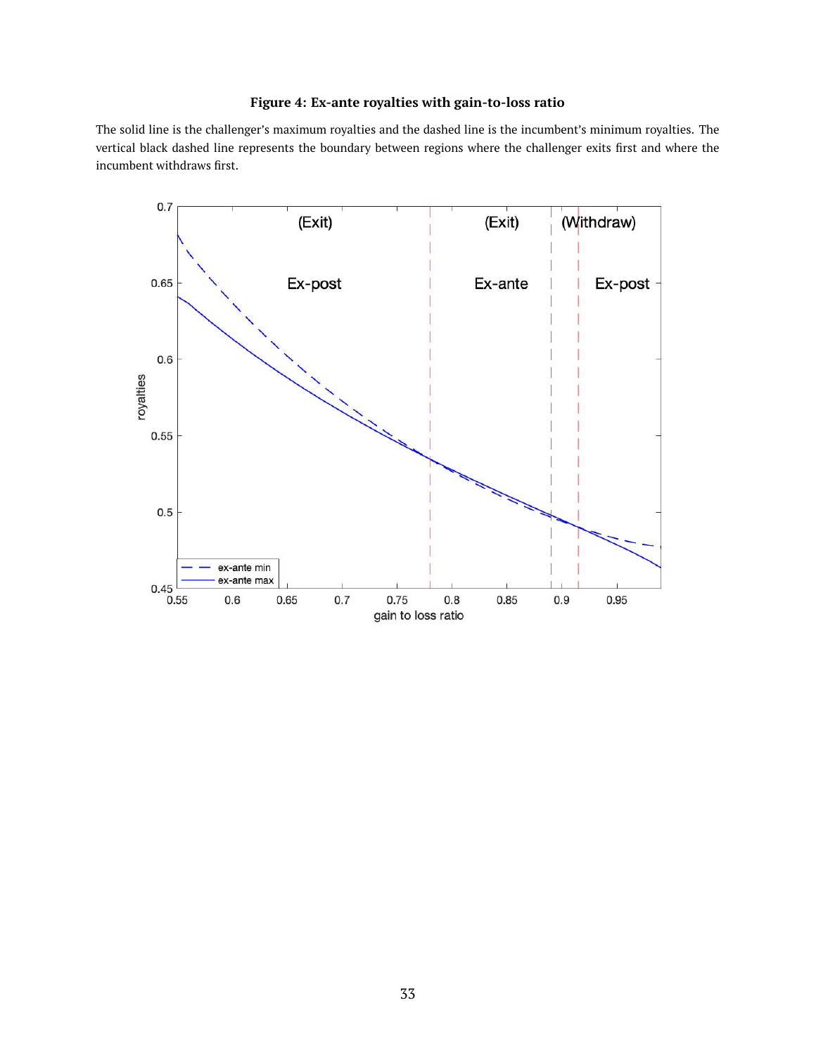**Figure 4: Ex-ante royalties with gain-to-loss ratio**

The solid line is the challenger's maximum royalties and the dashed line is the incumbent's minimum royalties. The vertical black dashed line represents the boundary between regions where the challenger exits first and where the incumbent withdraws first.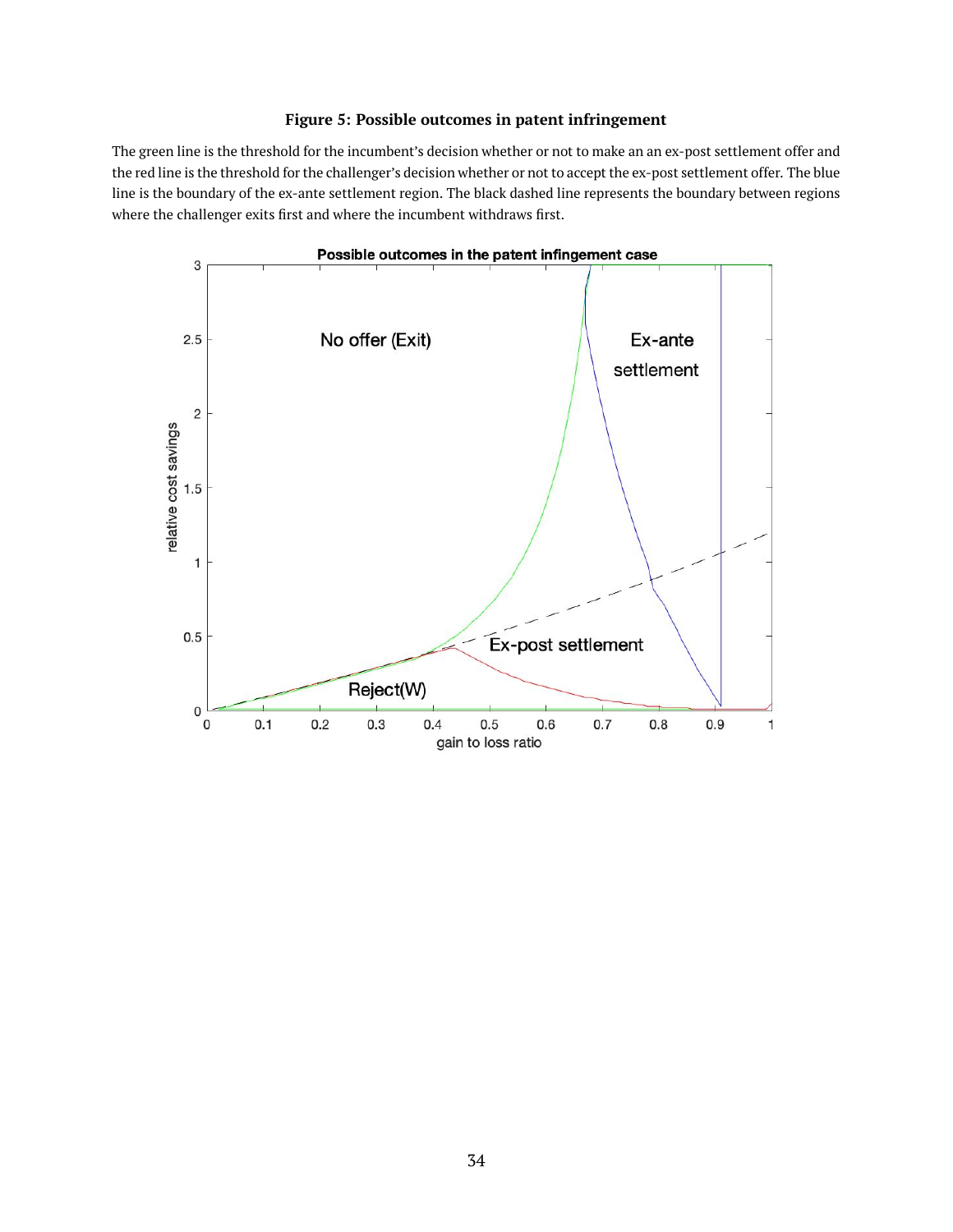**Figure 5: Possible outcomes in patent infringement**

The green line is the threshold for the incumbent's decision whether or not to make an an ex-post settlement offer and the red line is the threshold for the challenger's decision whether or not to accept the ex-post settlement offer. The blue line is the boundary of the ex-ante settlement region. The black dashed line represents the boundary between regions where the challenger exits first and where the incumbent withdraws first.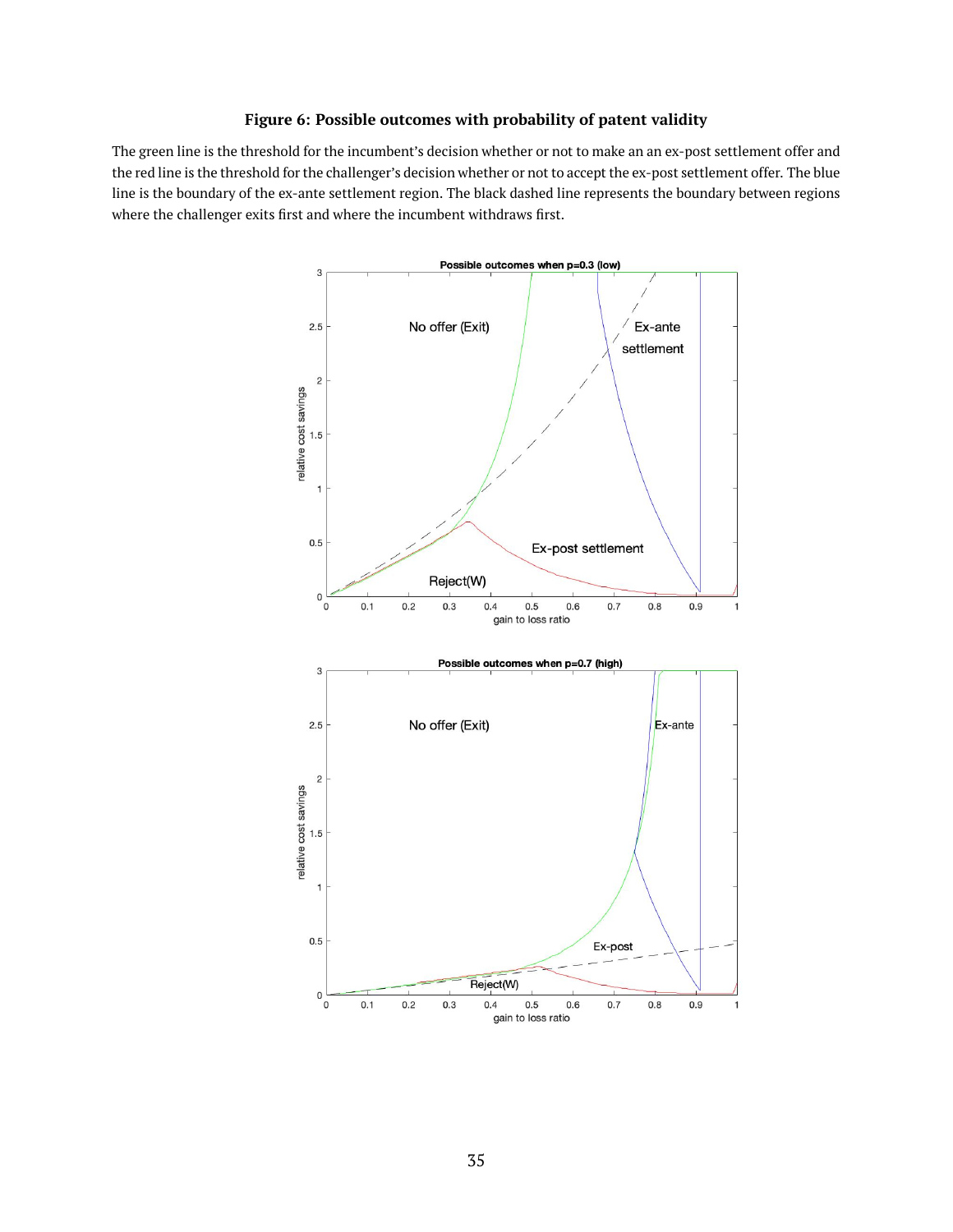**Figure 6: Possible outcomes with probability of patent validity**

The green line is the threshold for the incumbent's decision whether or not to make an an ex-post settlement offer and the red line is the threshold for the challenger's decision whether or not to accept the ex-post settlement offer. The blue line is the boundary of the ex-ante settlement region. The black dashed line represents the boundary between regions where the challenger exits first and where the incumbent withdraws first.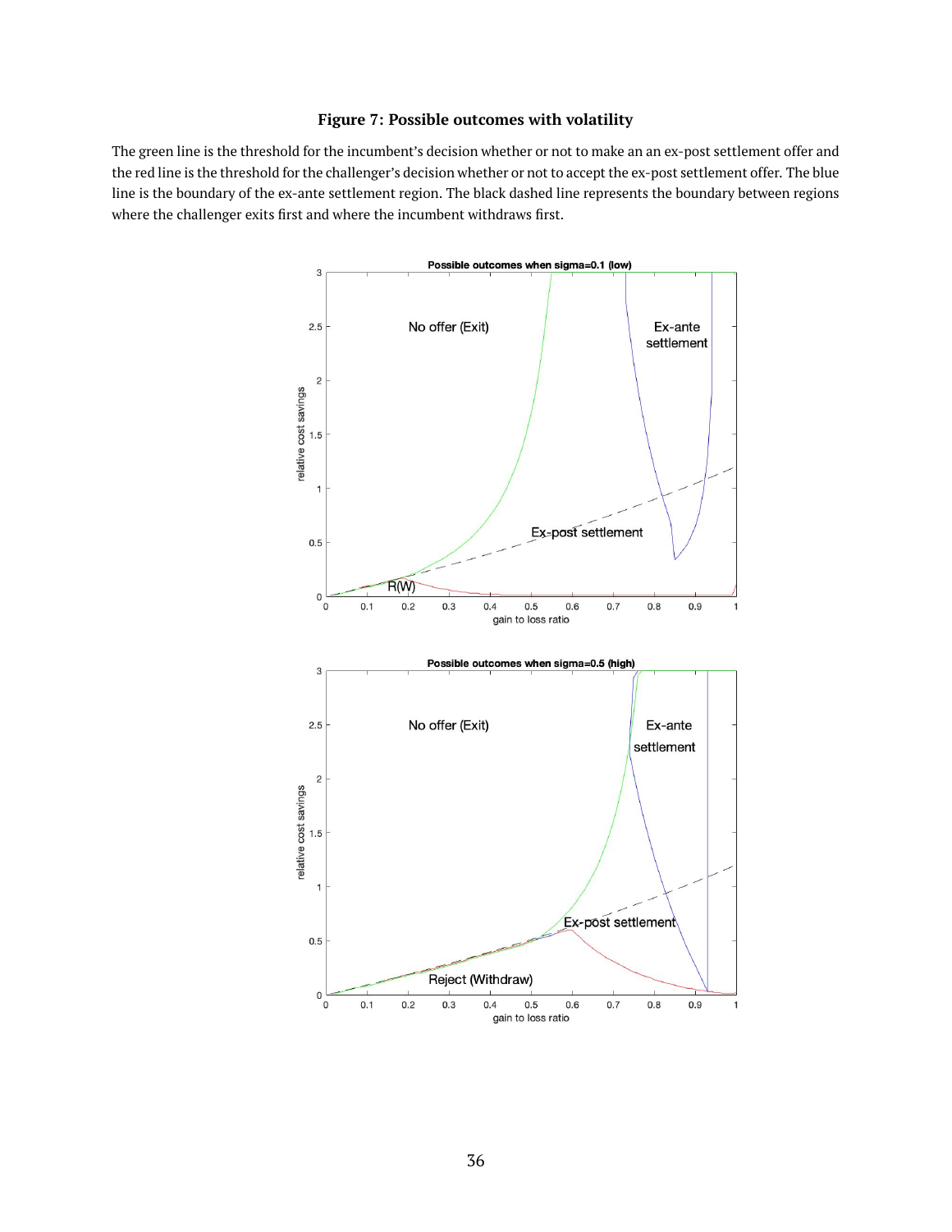**Figure 7: Possible outcomes with volatility**

The green line is the threshold for the incumbent's decision whether or not to make an an ex-post settlement offer and the red line is the threshold for the challenger's decision whether or not to accept the ex-post settlement offer. The blue line is the boundary of the ex-ante settlement region. The black dashed line represents the boundary between regions where the challenger exits first and where the incumbent withdraws first.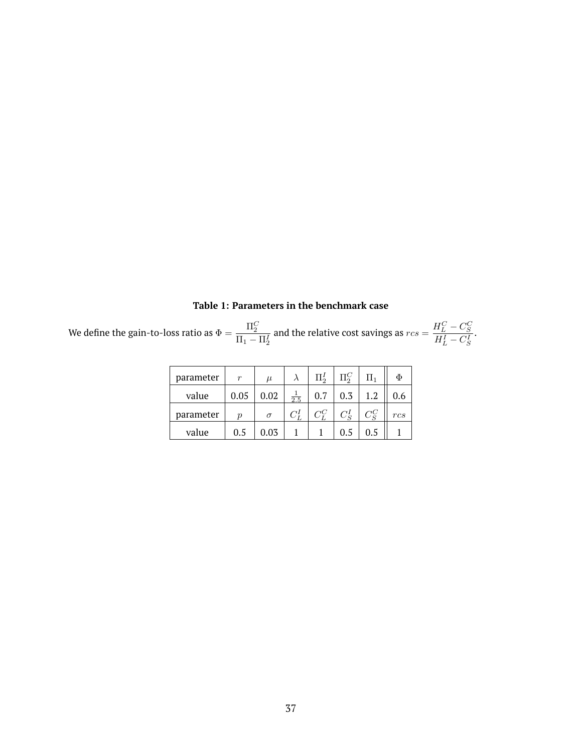**Table 1: Parameters in the benchmark case**

We define the gain-to-loss ratio as $\Phi = \dfrac{\Pi_2^C}{\Pi_1 - \Pi_2^I}$ and the relative cost savings as $rcs = \dfrac{H_L^C - C_S^C}{H_L^I - C_S^I}$.

| parameter | $r$ | $\mu$ | $\lambda$ | $\Pi_2^I$ | $\Pi_2^C$ | $\Pi_1$ | $\Phi$ |
|---|---|---|---|---|---|---|---|
| value | 0.05 | 0.02 | $\frac{1}{2.5}$ | 0.7 | 0.3 | 1.2 | 0.6 |
| parameter | $p$ | $\sigma$ | $C_L^I$ | $C_L^C$ | $C_S^I$ | $C_S^C$ | $rcs$ |
| value | 0.5 | 0.03 | 1 | 1 | 0.5 | 0.5 | 1 |